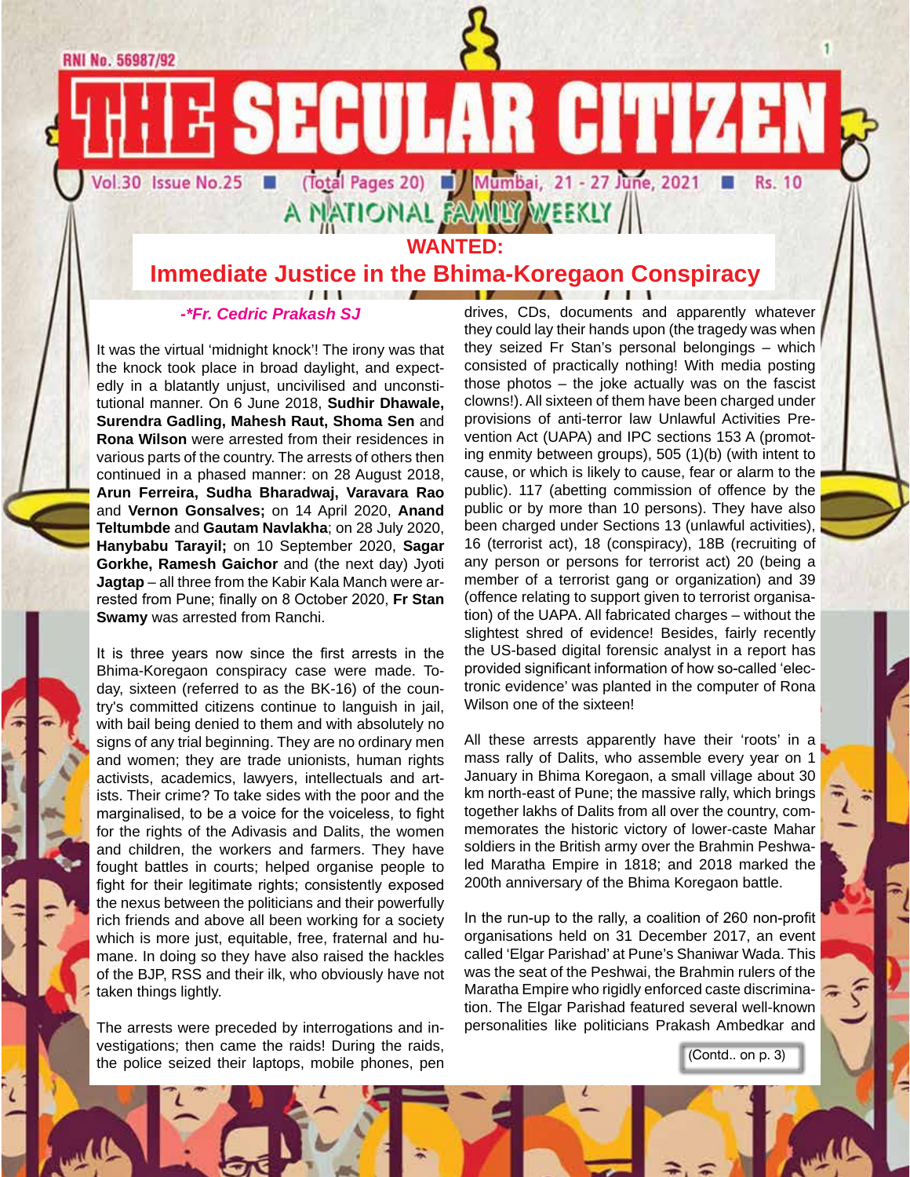RNI No. 56987/92

# THE SECULAR CITIZEN

Vol.30 Issue No.25 ■ (Total Pages 20) ■ Mumbai, 21 - 27 June, 2021 ■ Rs. 10

A NATIONAL FAMILY WEEKLY

## WANTED: Immediate Justice in the Bhima-Koregaon Conspiracy

*-\*Fr. Cedric Prakash SJ*

It was the virtual 'midnight knock'! The irony was that the knock took place in broad daylight, and expectedly in a blatantly unjust, uncivilised and unconstitutional manner. On 6 June 2018, **Sudhir Dhawale, Surendra Gadling, Mahesh Raut, Shoma Sen** and **Rona Wilson** were arrested from their residences in various parts of the country. The arrests of others then continued in a phased manner: on 28 August 2018, **Arun Ferreira, Sudha Bharadwaj, Varavara Rao** and **Vernon Gonsalves;** on 14 April 2020, **Anand Teltumbde** and **Gautam Navlakha**; on 28 July 2020, **Hanybabu Tarayil;** on 10 September 2020, **Sagar Gorkhe, Ramesh Gaichor** and (the next day) Jyoti **Jagtap** – all three from the Kabir Kala Manch were arrested from Pune; finally on 8 October 2020, **Fr Stan Swamy** was arrested from Ranchi.

It is three years now since the first arrests in the Bhima-Koregaon conspiracy case were made. Today, sixteen (referred to as the BK-16) of the country's committed citizens continue to languish in jail, with bail being denied to them and with absolutely no signs of any trial beginning. They are no ordinary men and women; they are trade unionists, human rights activists, academics, lawyers, intellectuals and artists. Their crime? To take sides with the poor and the marginalised, to be a voice for the voiceless, to fight for the rights of the Adivasis and Dalits, the women and children, the workers and farmers. They have fought battles in courts; helped organise people to fight for their legitimate rights; consistently exposed the nexus between the politicians and their powerfully rich friends and above all been working for a society which is more just, equitable, free, fraternal and humane. In doing so they have also raised the hackles of the BJP, RSS and their ilk, who obviously have not taken things lightly.

The arrests were preceded by interrogations and investigations; then came the raids! During the raids, the police seized their laptops, mobile phones, pen drives, CDs, documents and apparently whatever they could lay their hands upon (the tragedy was when they seized Fr Stan's personal belongings – which consisted of practically nothing! With media posting those photos – the joke actually was on the fascist clowns!). All sixteen of them have been charged under provisions of anti-terror law Unlawful Activities Prevention Act (UAPA) and IPC sections 153 A (promoting enmity between groups), 505 (1)(b) (with intent to cause, or which is likely to cause, fear or alarm to the public). 117 (abetting commission of offence by the public or by more than 10 persons). They have also been charged under Sections 13 (unlawful activities), 16 (terrorist act), 18 (conspiracy), 18B (recruiting of any person or persons for terrorist act) 20 (being a member of a terrorist gang or organization) and 39 (offence relating to support given to terrorist organisation) of the UAPA. All fabricated charges – without the slightest shred of evidence! Besides, fairly recently the US-based digital forensic analyst in a report has provided significant information of how so-called 'electronic evidence' was planted in the computer of Rona Wilson one of the sixteen!

All these arrests apparently have their 'roots' in a mass rally of Dalits, who assemble every year on 1 January in Bhima Koregaon, a small village about 30 km north-east of Pune; the massive rally, which brings together lakhs of Dalits from all over the country, commemorates the historic victory of lower-caste Mahar soldiers in the British army over the Brahmin Peshwa-led Maratha Empire in 1818; and 2018 marked the 200th anniversary of the Bhima Koregaon battle.

In the run-up to the rally, a coalition of 260 non-profit organisations held on 31 December 2017, an event called 'Elgar Parishad' at Pune's Shaniwar Wada. This was the seat of the Peshwai, the Brahmin rulers of the Maratha Empire who rigidly enforced caste discrimination. The Elgar Parishad featured several well-known personalities like politicians Prakash Ambedkar and

(Contd.. on p. 3)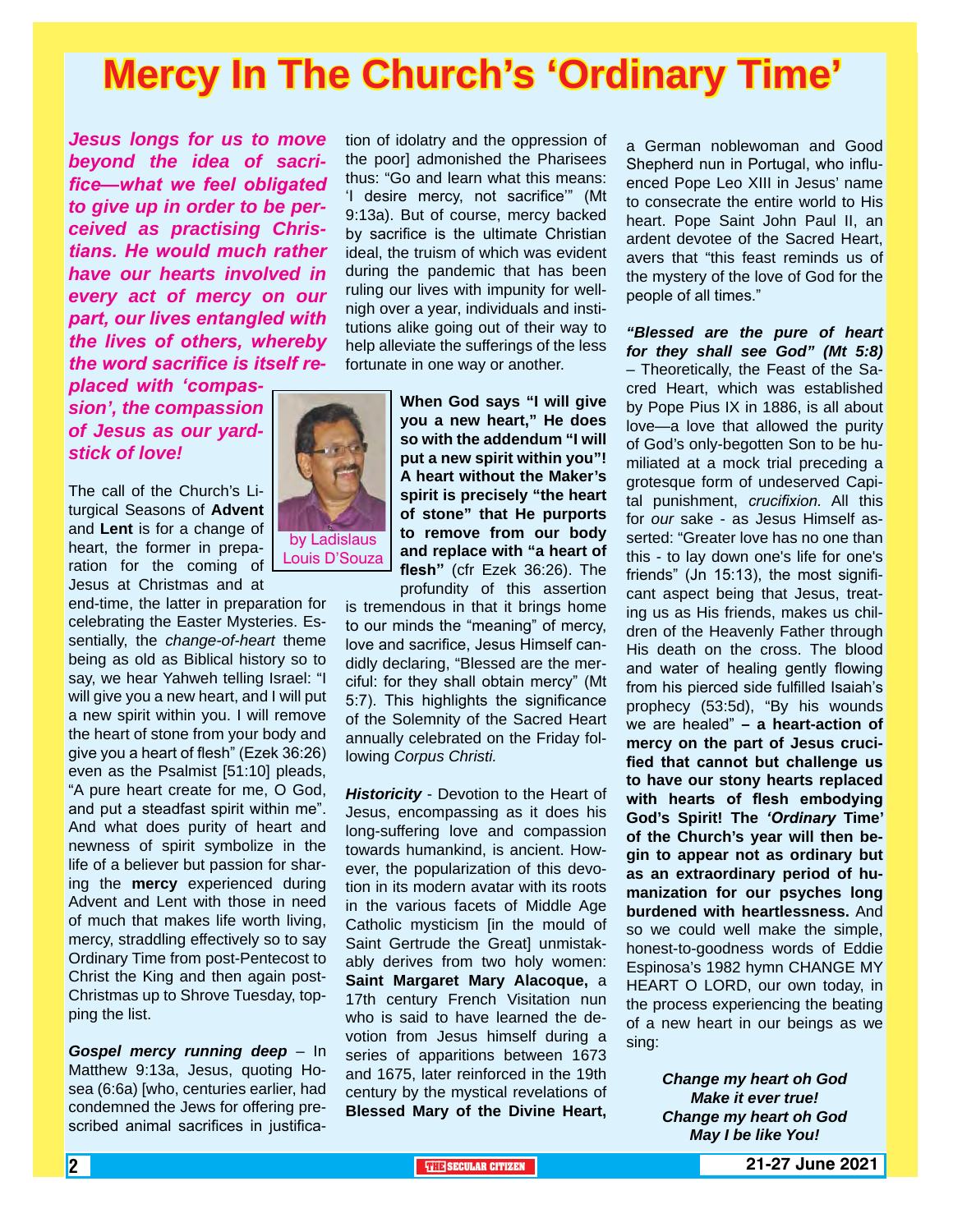# Mercy In The Church's 'Ordinary Time'

***Jesus longs for us to move beyond the idea of sacrifice—what we feel obligated to give up in order to be perceived as practising Christians. He would much rather have our hearts involved in every act of mercy on our part, our lives entangled with the lives of others, whereby the word sacrifice is itself replaced with 'compassion', the compassion of Jesus as our yardstick of love!***

by Ladislaus Louis D'Souza

The call of the Church's Liturgical Seasons of **Advent** and **Lent** is for a change of heart, the former in preparation for the coming of Jesus at Christmas and at end-time, the latter in preparation for celebrating the Easter Mysteries. Essentially, the *change-of-heart* theme being as old as Biblical history so to say, we hear Yahweh telling Israel: "I will give you a new heart, and I will put a new spirit within you. I will remove the heart of stone from your body and give you a heart of flesh" (Ezek 36:26) even as the Psalmist [51:10] pleads, "A pure heart create for me, O God, and put a steadfast spirit within me". And what does purity of heart and newness of spirit symbolize in the life of a believer but passion for sharing the **mercy** experienced during Advent and Lent with those in need of much that makes life worth living, mercy, straddling effectively so to say Ordinary Time from post-Pentecost to Christ the King and then again post-Christmas up to Shrove Tuesday, topping the list.

***Gospel mercy running deep*** – In Matthew 9:13a, Jesus, quoting Hosea (6:6a) [who, centuries earlier, had condemned the Jews for offering prescribed animal sacrifices in justification of idolatry and the oppression of the poor] admonished the Pharisees thus: "Go and learn what this means: 'I desire mercy, not sacrifice'" (Mt 9:13a). But of course, mercy backed by sacrifice is the ultimate Christian ideal, the truism of which was evident during the pandemic that has been ruling our lives with impunity for well-nigh over a year, individuals and institutions alike going out of their way to help alleviate the sufferings of the less fortunate in one way or another.

**When God says "I will give you a new heart," He does so with the addendum "I will put a new spirit within you"! A heart without the Maker's spirit is precisely "the heart of stone" that He purports to remove from our body and replace with "a heart of flesh"** (cfr Ezek 36:26). The profundity of this assertion is tremendous in that it brings home to our minds the "meaning" of mercy, love and sacrifice, Jesus Himself candidly declaring, "Blessed are the merciful: for they shall obtain mercy" (Mt 5:7). This highlights the significance of the Solemnity of the Sacred Heart annually celebrated on the Friday following *Corpus Christi.*

***Historicity*** - Devotion to the Heart of Jesus, encompassing as it does his long-suffering love and compassion towards humankind, is ancient. However, the popularization of this devotion in its modern avatar with its roots in the various facets of Middle Age Catholic mysticism [in the mould of Saint Gertrude the Great] unmistakably derives from two holy women: **Saint Margaret Mary Alacoque,** a 17th century French Visitation nun who is said to have learned the devotion from Jesus himself during a series of apparitions between 1673 and 1675, later reinforced in the 19th century by the mystical revelations of **Blessed Mary of the Divine Heart,** a German noblewoman and Good Shepherd nun in Portugal, who influenced Pope Leo XIII in Jesus' name to consecrate the entire world to His heart. Pope Saint John Paul II, an ardent devotee of the Sacred Heart, avers that "this feast reminds us of the mystery of the love of God for the people of all times."

***"Blessed are the pure of heart for they shall see God" (Mt 5:8)*** – Theoretically, the Feast of the Sacred Heart, which was established by Pope Pius IX in 1886, is all about love—a love that allowed the purity of God's only-begotten Son to be humiliated at a mock trial preceding a grotesque form of undeserved Capital punishment, *crucifixion.* All this for *our* sake - as Jesus Himself asserted: "Greater love has no one than this - to lay down one's life for one's friends" (Jn 15:13), the most significant aspect being that Jesus, treating us as His friends, makes us children of the Heavenly Father through His death on the cross. The blood and water of healing gently flowing from his pierced side fulfilled Isaiah's prophecy (53:5d), "By his wounds we are healed" **– a heart-action of mercy on the part of Jesus crucified that cannot but challenge us to have our stony hearts replaced with hearts of flesh embodying God's Spirit! The *'Ordinary* Time' of the Church's year will then begin to appear not as ordinary but as an extraordinary period of humanization for our psyches long burdened with heartlessness.** And so we could well make the simple, honest-to-goodness words of Eddie Espinosa's 1982 hymn CHANGE MY HEART O LORD, our own today, in the process experiencing the beating of a new heart in our beings as we sing:

***Change my heart oh God***
***Make it ever true!***
***Change my heart oh God***
***May I be like You!***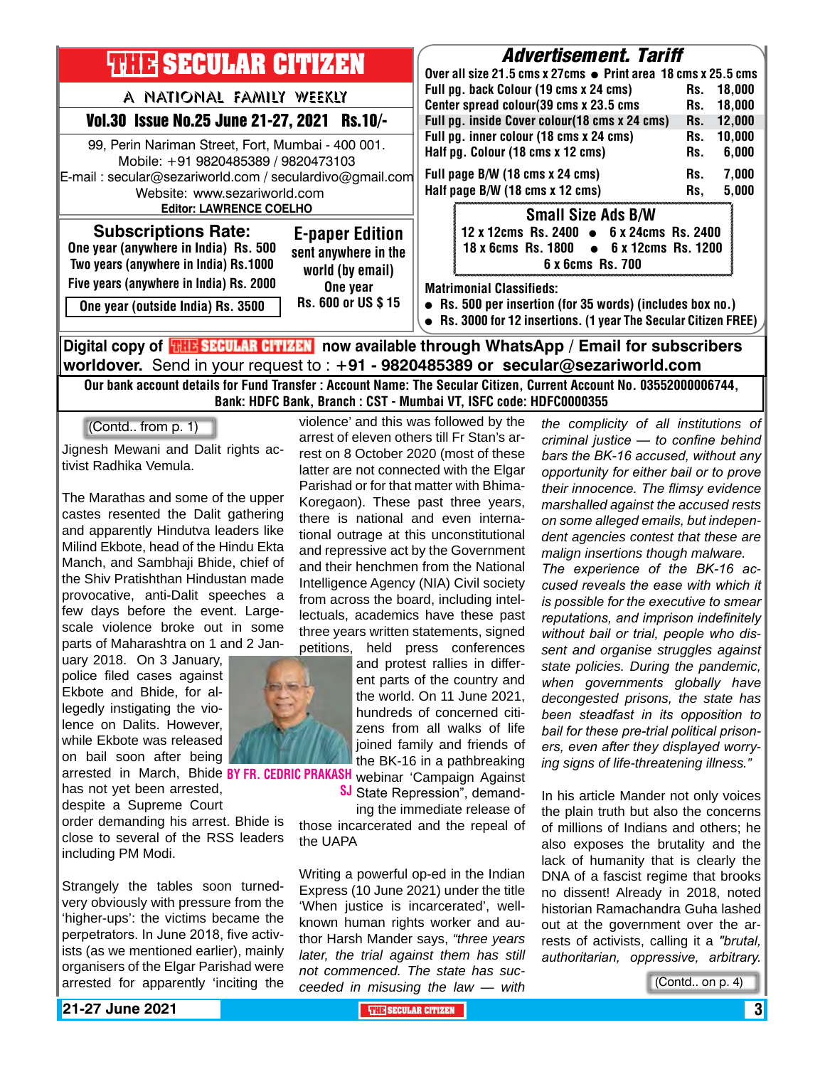# THE SECULAR CITIZEN

A NATIONAL FAMILY WEEKLY

**Vol.30 Issue No.25 June 21-27, 2021 Rs.10/-**

99, Perin Nariman Street, Fort, Mumbai - 400 001.
Mobile: +91 9820485389 / 9820473103
E-mail : secular@sezariworld.com / seculardivo@gmail.com
Website: www.sezariworld.com
**Editor: LAWRENCE COELHO**

**Subscriptions Rate:**
One year (anywhere in India) Rs. 500
Two years (anywhere in India) Rs.1000
Five years (anywhere in India) Rs. 2000
One year (outside India) Rs. 3500

**E-paper Edition**
sent anywhere in the world (by email)
One year
Rs. 600 or US $ 15

## Advertisement. Tariff

Over all size 21.5 cms x 27cms ● Print area 18 cms x 25.5 cms

| | | |
|---|---|---|
| Full pg. back Colour (19 cms x 24 cms) | Rs. | 18,000 |
| Center spread colour(39 cms x 23.5 cms | Rs. | 18,000 |
| Full pg. inside Cover colour(18 cms x 24 cms) | Rs. | 12,000 |
| Full pg. inner colour (18 cms x 24 cms) | Rs. | 10,000 |
| Half pg. Colour (18 cms x 12 cms) | Rs. | 6,000 |
| Full page B/W (18 cms x 24 cms) | Rs. | 7,000 |
| Half page B/W (18 cms x 12 cms) | Rs, | 5,000 |

**Small Size Ads B/W**
12 x 12cms Rs. 2400 ● 6 x 24cms Rs. 2400
18 x 6cms Rs. 1800 ● 6 x 12cms Rs. 1200
6 x 6cms Rs. 700

**Matrimonial Classifieds:**
- Rs. 500 per insertion (for 35 words) (includes box no.)
- Rs. 3000 for 12 insertions. (1 year The Secular Citizen FREE)

**Digital copy of THE SECULAR CITIZEN now available through WhatsApp / Email for subscribers worldover.** Send in your request to : **+91 - 9820485389 or secular@sezariworld.com**

**Our bank account details for Fund Transfer : Account Name: The Secular Citizen, Current Account No. 03552000006744, Bank: HDFC Bank, Branch : CST - Mumbai VT, ISFC code: HDFC0000355**

---

(Contd.. from p. 1)

**BY FR. CEDRIC PRAKASH SJ**

Jignesh Mewani and Dalit rights activist Radhika Vemula.

The Marathas and some of the upper castes resented the Dalit gathering and apparently Hindutva leaders like Milind Ekbote, head of the Hindu Ekta Manch, and Sambhaji Bhide, chief of the Shiv Pratishthan Hindustan made provocative, anti-Dalit speeches a few days before the event. Large-scale violence broke out in some parts of Maharashtra on 1 and 2 January 2018. On 3 January, police filed cases against Ekbote and Bhide, for allegedly instigating the violence on Dalits. However, while Ekbote was released on bail soon after being arrested in March, Bhide has not yet been arrested, despite a Supreme Court order demanding his arrest. Bhide is close to several of the RSS leaders including PM Modi.

Strangely the tables soon turned-very obviously with pressure from the 'higher-ups': the victims became the perpetrators. In June 2018, five activists (as we mentioned earlier), mainly organisers of the Elgar Parishad were arrested for apparently 'inciting the violence' and this was followed by the arrest of eleven others till Fr Stan's arrest on 8 October 2020 (most of these latter are not connected with the Elgar Parishad or for that matter with Bhima-Koregaon). These past three years, there is national and even international outrage at this unconstitutional and repressive act by the Government and their henchmen from the National Intelligence Agency (NIA) Civil society from across the board, including intellectuals, academics have these past three years written statements, signed petitions, held press conferences and protest rallies in different parts of the country and the world. On 11 June 2021, hundreds of concerned citizens from all walks of life joined family and friends of the BK-16 in a pathbreaking webinar 'Campaign Against State Repression", demanding the immediate release of those incarcerated and the repeal of the UAPA

Writing a powerful op-ed in the Indian Express (10 June 2021) under the title 'When justice is incarcerated', well-known human rights worker and author Harsh Mander says, *"three years later, the trial against them has still not commenced. The state has succeeded in misusing the law — with the complicity of all institutions of criminal justice — to confine behind bars the BK-16 accused, without any opportunity for either bail or to prove their innocence. The flimsy evidence marshalled against the accused rests on some alleged emails, but independent agencies contest that these are malign insertions though malware. The experience of the BK-16 accused reveals the ease with which it is possible for the executive to smear reputations, and imprison indefinitely without bail or trial, people who dissent and organise struggles against state policies. During the pandemic, when governments globally have decongested prisons, the state has been steadfast in its opposition to bail for these pre-trial political prisoners, even after they displayed worrying signs of life-threatening illness."*

In his article Mander not only voices the plain truth but also the concerns of millions of Indians and others; he also exposes the brutality and the lack of humanity that is clearly the DNA of a fascist regime that brooks no dissent! Already in 2018, noted historian Ramachandra Guha lashed out at the government over the arrests of activists, calling it a *"brutal, authoritarian, oppressive, arbitrary.*

(Contd.. on p. 4)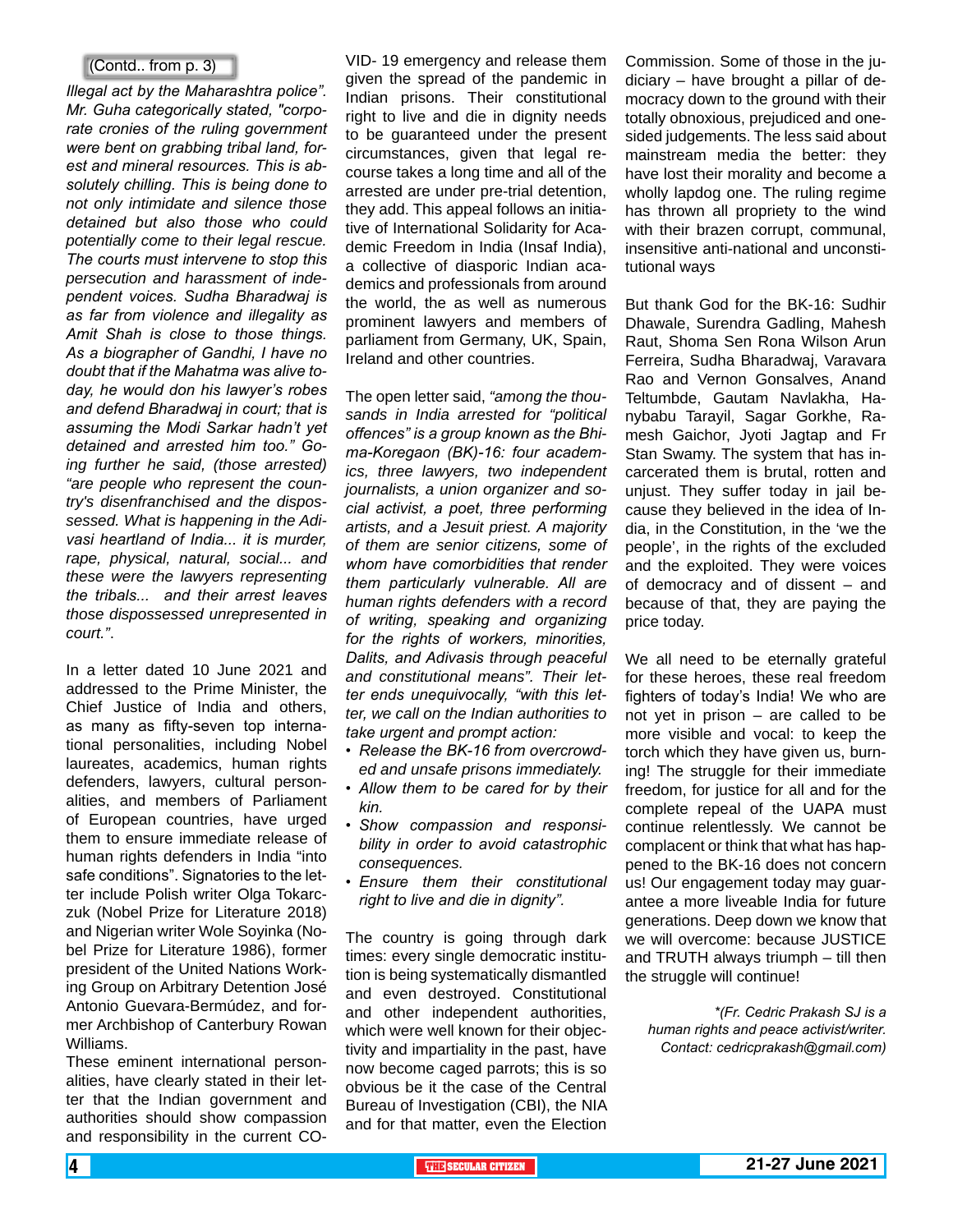(Contd.. from p. 3)

*Illegal act by the Maharashtra police". Mr. Guha categorically stated, "corporate cronies of the ruling government were bent on grabbing tribal land, forest and mineral resources. This is absolutely chilling. This is being done to not only intimidate and silence those detained but also those who could potentially come to their legal rescue. The courts must intervene to stop this persecution and harassment of independent voices. Sudha Bharadwaj is as far from violence and illegality as Amit Shah is close to those things. As a biographer of Gandhi, I have no doubt that if the Mahatma was alive today, he would don his lawyer's robes and defend Bharadwaj in court; that is assuming the Modi Sarkar hadn't yet detained and arrested him too." Going further he said, (those arrested) "are people who represent the country's disenfranchised and the dispossessed. What is happening in the Adivasi heartland of India... it is murder, rape, physical, natural, social... and these were the lawyers representing the tribals... and their arrest leaves those dispossessed unrepresented in court.".*

In a letter dated 10 June 2021 and addressed to the Prime Minister, the Chief Justice of India and others, as many as fifty-seven top international personalities, including Nobel laureates, academics, human rights defenders, lawyers, cultural personalities, and members of Parliament of European countries, have urged them to ensure immediate release of human rights defenders in India "into safe conditions". Signatories to the letter include Polish writer Olga Tokarczuk (Nobel Prize for Literature 2018) and Nigerian writer Wole Soyinka (Nobel Prize for Literature 1986), former president of the United Nations Working Group on Arbitrary Detention José Antonio Guevara-Bermúdez, and former Archbishop of Canterbury Rowan Williams.

These eminent international personalities, have clearly stated in their letter that the Indian government and authorities should show compassion and responsibility in the current COVID- 19 emergency and release them given the spread of the pandemic in Indian prisons. Their constitutional right to live and die in dignity needs to be guaranteed under the present circumstances, given that legal recourse takes a long time and all of the arrested are under pre-trial detention, they add. This appeal follows an initiative of International Solidarity for Academic Freedom in India (Insaf India), a collective of diasporic Indian academics and professionals from around the world, the as well as numerous prominent lawyers and members of parliament from Germany, UK, Spain, Ireland and other countries.

The open letter said, *"among the thousands in India arrested for "political offences" is a group known as the Bhima-Koregaon (BK)-16: four academics, three lawyers, two independent journalists, a union organizer and social activist, a poet, three performing artists, and a Jesuit priest. A majority of them are senior citizens, some of whom have comorbidities that render them particularly vulnerable. All are human rights defenders with a record of writing, speaking and organizing for the rights of workers, minorities, Dalits, and Adivasis through peaceful and constitutional means". Their letter ends unequivocally, "with this letter, we call on the Indian authorities to take urgent and prompt action:*

- *Release the BK-16 from overcrowded and unsafe prisons immediately.*
- *Allow them to be cared for by their kin.*
- *Show compassion and responsibility in order to avoid catastrophic consequences.*
- *Ensure them their constitutional right to live and die in dignity".*

The country is going through dark times: every single democratic institution is being systematically dismantled and even destroyed. Constitutional and other independent authorities, which were well known for their objectivity and impartiality in the past, have now become caged parrots; this is so obvious be it the case of the Central Bureau of Investigation (CBI), the NIA and for that matter, even the Election Commission. Some of those in the judiciary – have brought a pillar of democracy down to the ground with their totally obnoxious, prejudiced and one-sided judgements. The less said about mainstream media the better: they have lost their morality and become a wholly lapdog one. The ruling regime has thrown all propriety to the wind with their brazen corrupt, communal, insensitive anti-national and unconstitutional ways

But thank God for the BK-16: Sudhir Dhawale, Surendra Gadling, Mahesh Raut, Shoma Sen Rona Wilson Arun Ferreira, Sudha Bharadwaj, Varavara Rao and Vernon Gonsalves, Anand Teltumbde, Gautam Navlakha, Hanybabu Tarayil, Sagar Gorkhe, Ramesh Gaichor, Jyoti Jagtap and Fr Stan Swamy. The system that has incarcerated them is brutal, rotten and unjust. They suffer today in jail because they believed in the idea of India, in the Constitution, in the 'we the people', in the rights of the excluded and the exploited. They were voices of democracy and of dissent – and because of that, they are paying the price today.

We all need to be eternally grateful for these heroes, these real freedom fighters of today's India! We who are not yet in prison – are called to be more visible and vocal: to keep the torch which they have given us, burning! The struggle for their immediate freedom, for justice for all and for the complete repeal of the UAPA must continue relentlessly. We cannot be complacent or think that what has happened to the BK-16 does not concern us! Our engagement today may guarantee a more liveable India for future generations. Deep down we know that we will overcome: because JUSTICE and TRUTH always triumph – till then the struggle will continue!

*\*(Fr. Cedric Prakash SJ is a human rights and peace activist/writer. Contact: cedricprakash@gmail.com)*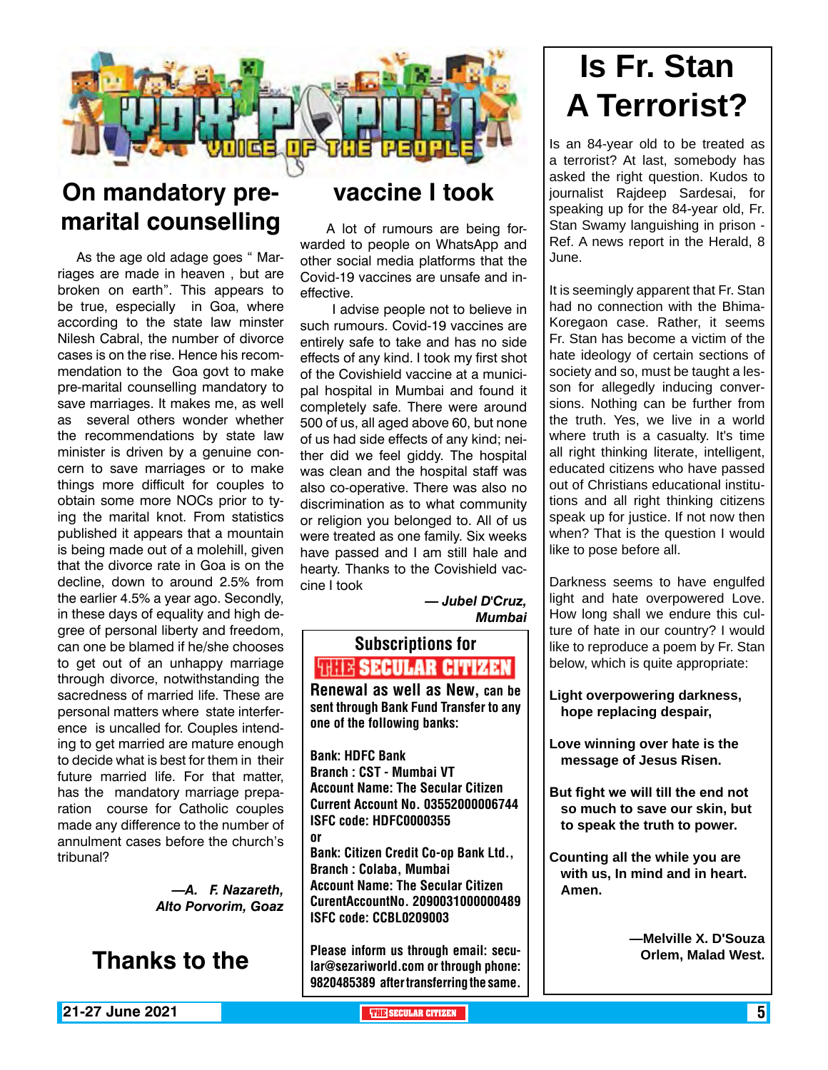# VOX POPULI — VOICE OF THE PEOPLE

## On mandatory pre-marital counselling

As the age old adage goes " Marriages are made in heaven , but are broken on earth". This appears to be true, especially in Goa, where according to the state law minster Nilesh Cabral, the number of divorce cases is on the rise. Hence his recommendation to the Goa govt to make pre-marital counselling mandatory to save marriages. It makes me, as well as several others wonder whether the recommendations by state law minister is driven by a genuine concern to save marriages or to make things more difficult for couples to obtain some more NOCs prior to tying the marital knot. From statistics published it appears that a mountain is being made out of a molehill, given that the divorce rate in Goa is on the decline, down to around 2.5% from the earlier 4.5% a year ago. Secondly, in these days of equality and high degree of personal liberty and freedom, can one be blamed if he/she chooses to get out of an unhappy marriage through divorce, notwithstanding the sacredness of married life. These are personal matters where state interference is uncalled for. Couples intending to get married are mature enough to decide what is best for them in their future married life. For that matter, has the mandatory marriage preparation course for Catholic couples made any difference to the number of annulment cases before the church's tribunal?

*—A. F. Nazareth, Alto Porvorim, Goaz*

## Thanks to the vaccine I took

A lot of rumours are being forwarded to people on WhatsApp and other social media platforms that the Covid-19 vaccines are unsafe and ineffective.

I advise people not to believe in such rumours. Covid-19 vaccines are entirely safe to take and has no side effects of any kind. I took my first shot of the Covishield vaccine at a municipal hospital in Mumbai and found it completely safe. There were around 500 of us, all aged above 60, but none of us had side effects of any kind; neither did we feel giddy. The hospital was clean and the hospital staff was also co-operative. There was also no discrimination as to what community or religion you belonged to. All of us were treated as one family. Six weeks have passed and I am still hale and hearty. Thanks to the Covishield vaccine I took

*— Jubel D'Cruz, Mumbai*

---

**Subscriptions for THE SECULAR CITIZEN**

**Renewal as well as New, can be sent through Bank Fund Transfer to any one of the following banks:**

**Bank: HDFC Bank**
**Branch : CST - Mumbai VT**
**Account Name: The Secular Citizen**
**Current Account No. 03552000006744**
**ISFC code: HDFC0000355**
**or**
**Bank: Citizen Credit Co-op Bank Ltd.,**
**Branch : Colaba, Mumbai**
**Account Name: The Secular Citizen**
**CurentAccountNo. 2090031000000489**
**ISFC code: CCBL0209003**

**Please inform us through email: secular@sezariworld.com or through phone: 9820485389 after transferring the same.**

---

## Is Fr. Stan A Terrorist?

Is an 84-year old to be treated as a terrorist? At last, somebody has asked the right question. Kudos to journalist Rajdeep Sardesai, for speaking up for the 84-year old, Fr. Stan Swamy languishing in prison - Ref. A news report in the Herald, 8 June.

It is seemingly apparent that Fr. Stan had no connection with the Bhima-Koregaon case. Rather, it seems Fr. Stan has become a victim of the hate ideology of certain sections of society and so, must be taught a lesson for allegedly inducing conversions. Nothing can be further from the truth. Yes, we live in a world where truth is a casualty. It's time all right thinking literate, intelligent, educated citizens who have passed out of Christians educational institutions and all right thinking citizens speak up for justice. If not now then when? That is the question I would like to pose before all.

Darkness seems to have engulfed light and hate overpowered Love. How long shall we endure this culture of hate in our country? I would like to reproduce a poem by Fr. Stan below, which is quite appropriate:

**Light overpowering darkness,**
**hope replacing despair,**

**Love winning over hate is the**
**message of Jesus Risen.**

**But fight we will till the end not**
**so much to save our skin, but**
**to speak the truth to power.**

**Counting all the while you are**
**with us, In mind and in heart.**
**Amen.**

**—Melville X. D'Souza**
**Orlem, Malad West.**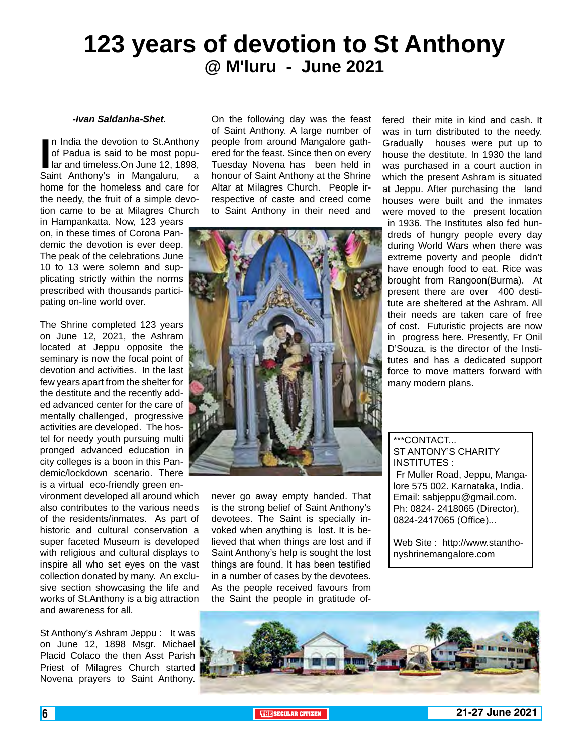# 123 years of devotion to St Anthony

## @ M'luru - June 2021

***-Ivan Saldanha-Shet.***

In India the devotion to St.Anthony of Padua is said to be most popular and timeless.On June 12, 1898, Saint Anthony's in Mangaluru, a home for the homeless and care for the needy, the fruit of a simple devotion came to be at Milagres Church in Hampankatta. Now, 123 years on, in these times of Corona Pandemic the devotion is ever deep. The peak of the celebrations June 10 to 13 were solemn and supplicating strictly within the norms prescribed with thousands participating on-line world over.

The Shrine completed 123 years on June 12, 2021, the Ashram located at Jeppu opposite the seminary is now the focal point of devotion and activities. In the last few years apart from the shelter for the destitute and the recently added advanced center for the care of mentally challenged, progressive activities are developed. The hostel for needy youth pursuing multi pronged advanced education in city colleges is a boon in this Pandemic/lockdown scenario. There is a virtual eco-friendly green environment developed all around which also contributes to the various needs of the residents/inmates. As part of historic and cultural conservation a super faceted Museum is developed with religious and cultural displays to inspire all who set eyes on the vast collection donated by many. An exclusive section showcasing the life and works of St.Anthony is a big attraction and awareness for all.

St Anthony's Ashram Jeppu : It was on June 12, 1898 Msgr. Michael Placid Colaco the then Asst Parish Priest of Milagres Church started Novena prayers to Saint Anthony. On the following day was the feast of Saint Anthony. A large number of people from around Mangalore gathered for the feast. Since then on every Tuesday Novena has been held in honour of Saint Anthony at the Shrine Altar at Milagres Church. People irrespective of caste and creed come to Saint Anthony in their need and never go away empty handed. That is the strong belief of Saint Anthony's devotees. The Saint is specially invoked when anything is lost. It is believed that when things are lost and if Saint Anthony's help is sought the lost things are found. It has been testified in a number of cases by the devotees. As the people received favours from the Saint the people in gratitude offered their mite in kind and cash. It was in turn distributed to the needy. Gradually houses were put up to house the destitute. In 1930 the land was purchased in a court auction in which the present Ashram is situated at Jeppu. After purchasing the land houses were built and the inmates were moved to the present location in 1936. The Institutes also fed hundreds of hungry people every day during World Wars when there was extreme poverty and people didn't have enough food to eat. Rice was brought from Rangoon(Burma). At present there are over 400 destitute are sheltered at the Ashram. All their needs are taken care of free of cost. Futuristic projects are now in progress here. Presently, Fr Onil D'Souza, is the director of the Institutes and has a dedicated support force to move matters forward with many modern plans.

***CONTACT...
ST ANTONY'S CHARITY INSTITUTES :
Fr Muller Road, Jeppu, Mangalore 575 002. Karnataka, India.
Email: sabjeppu@gmail.com.
Ph: 0824- 2418065 (Director), 0824-2417065 (Office)...

Web Site : http://www.stanthonyshrinemangalore.com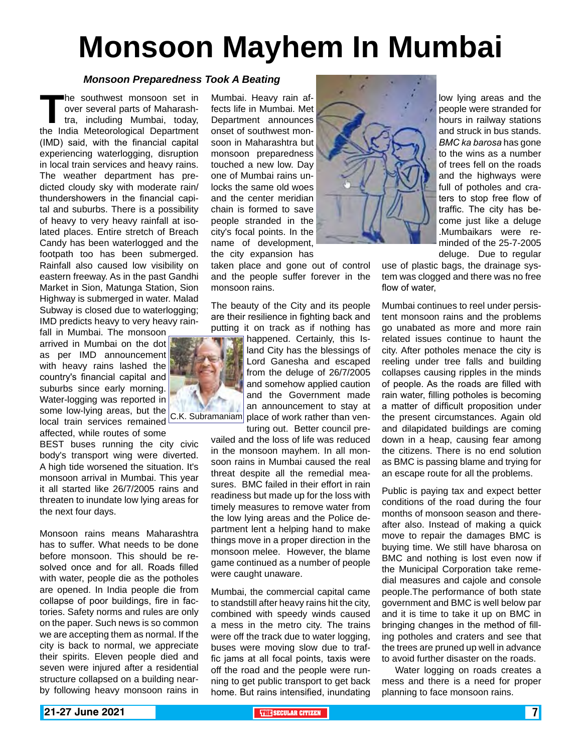# Monsoon Mayhem In Mumbai

***Monsoon Preparedness Took A Beating***

The southwest monsoon set in over several parts of Maharashtra, including Mumbai, today, the India Meteorological Department (IMD) said, with the financial capital experiencing waterlogging, disruption in local train services and heavy rains. The weather department has predicted cloudy sky with moderate rain/thundershowers in the financial capital and suburbs. There is a possibility of heavy to very heavy rainfall at isolated places. Entire stretch of Breach Candy has been waterlogged and the footpath too has been submerged. Rainfall also caused low visibility on eastern freeway. As in the past Gandhi Market in Sion, Matunga Station, Sion Highway is submerged in water. Malad Subway is closed due to waterlogging; IMD predicts heavy to very heavy rainfall in Mumbai. The monsoon arrived in Mumbai on the dot as per IMD announcement with heavy rains lashed the country's financial capital and suburbs since early morning. Water-logging was reported in some low-lying areas, but the local train services remained affected, while routes of some BEST buses running the city civic body's transport wing were diverted. A high tide worsened the situation. It's monsoon arrival in Mumbai. This year it all started like 26/7/2005 rains and threaten to inundate low lying areas for the next four days.

Monsoon rains means Maharashtra has to suffer. What needs to be done before monsoon. This should be resolved once and for all. Roads filled with water, people die as the potholes are opened. In India people die from collapse of poor buildings, fire in factories. Safety norms and rules are only on the paper. Such news is so common we are accepting them as normal. If the city is back to normal, we appreciate their spirits. Eleven people died and seven were injured after a residential structure collapsed on a building nearby following heavy monsoon rains in Mumbai. Heavy rain affects life in Mumbai. Met Department announces onset of southwest monsoon in Maharashtra but monsoon preparedness touched a new low. Day one of Mumbai rains unlocks the same old woes and the center meridian chain is formed to save people stranded in the city's focal points. In the name of development, the city expansion has taken place and gone out of control and the people suffer forever in the monsoon rains.

The beauty of the City and its people are their resilience in fighting back and putting it on track as if nothing has happened. Certainly, this Island City has the blessings of Lord Ganesha and escaped from the deluge of 26/7/2005 and somehow applied caution and the Government made an announcement to stay at place of work rather than venturing out. Better council prevailed and the loss of life was reduced in the monsoon mayhem. In all monsoon rains in Mumbai caused the real threat despite all the remedial measures. BMC failed in their effort in rain readiness but made up for the loss with timely measures to remove water from the low lying areas and the Police department lent a helping hand to make things move in a proper direction in the monsoon melee. However, the blame game continued as a number of people were caught unaware.

C.K. Subramaniam

Mumbai, the commercial capital came to standstill after heavy rains hit the city, combined with speedy winds caused a mess in the metro city. The trains were off the track due to water logging, buses were moving slow due to traffic jams at all focal points, taxis were off the road and the people were running to get public transport to get back home. But rains intensified, inundating low lying areas and the people were stranded for hours in railway stations and struck in bus stands. *BMC ka barosa* has gone to the wins as a number of trees fell on the roads and the highways were full of potholes and craters to stop free flow of traffic. The city has become just like a deluge .Mumbaikars were reminded of the 25-7-2005 deluge. Due to regular use of plastic bags, the drainage system was clogged and there was no free flow of water,

Mumbai continues to reel under persistent monsoon rains and the problems go unabated as more and more rain related issues continue to haunt the city. After potholes menace the city is reeling under tree falls and building collapses causing ripples in the minds of people. As the roads are filled with rain water, filling potholes is becoming a matter of difficult proposition under the present circumstances. Again old and dilapidated buildings are coming down in a heap, causing fear among the citizens. There is no end solution as BMC is passing blame and trying for an escape route for all the problems.

Public is paying tax and expect better conditions of the road during the four months of monsoon season and thereafter also. Instead of making a quick move to repair the damages BMC is buying time. We still have bharosa on BMC and nothing is lost even now if the Municipal Corporation take remedial measures and cajole and console people.The performance of both state government and BMC is well below par and it is time to take it up on BMC in bringing changes in the method of filling potholes and craters and see that the trees are pruned up well in advance to avoid further disaster on the roads.

Water logging on roads creates a mess and there is a need for proper planning to face monsoon rains.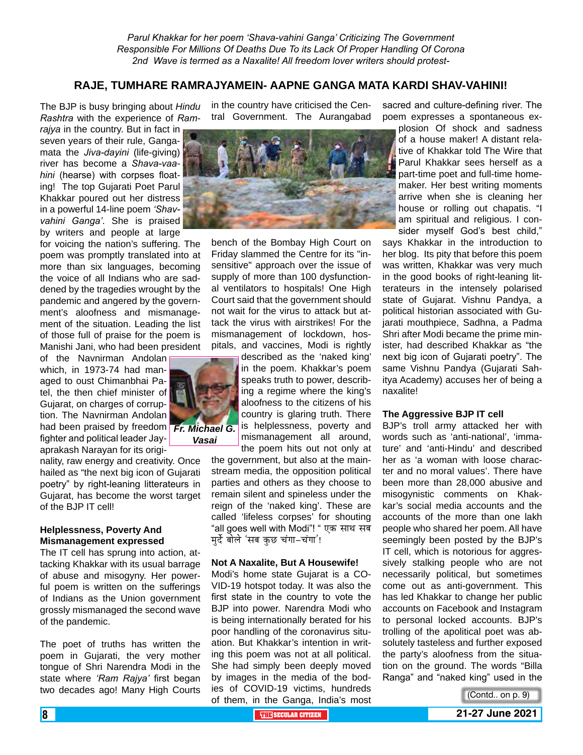*Parul Khakkar for her poem 'Shava-vahini Ganga' Criticizing The Government Responsible For Millions Of Deaths Due To its Lack Of Proper Handling Of Corona 2nd Wave is termed as a Naxalite! All freedom lover writers should protest-*

## RAJE, TUMHARE RAMRAJYAMEIN- AAPNE GANGA MATA KARDI SHAV-VAHINI!

The BJP is busy bringing about *Hindu Rashtra* with the experience of *Ramrajya* in the country. But in fact in seven years of their rule, Gangamata the *Jiva-dayini* (life-giving) river has become a *Shava-vaahini* (hearse) with corpses floating! The top Gujarati Poet Parul Khakkar poured out her distress in a powerful 14-line poem *'Shav-vahini Ganga'*. She is praised by writers and people at large for voicing the nation's suffering. The poem was promptly translated into at more than six languages, becoming the voice of all Indians who are saddened by the tragedies wrought by the pandemic and angered by the government's aloofness and mismanagement of the situation. Leading the list of those full of praise for the poem is Manishi Jani, who had been president of the Navnirman Andolan which, in 1973-74 had managed to oust Chimanbhai Patel, the then chief minister of Gujarat, on charges of corruption. The Navnirman Andolan had been praised by freedom fighter and political leader Jayaprakash Narayan for its originality, raw energy and creativity. Once hailed as "the next big icon of Gujarati poetry" by right-leaning litterateurs in Gujarat, has become the worst target of the BJP IT cell!

**Fr. Michael G. Vasai**

### Helplessness, Poverty And Mismanagement expressed

The IT cell has sprung into action, attacking Khakkar with its usual barrage of abuse and misogyny. Her powerful poem is written on the sufferings of Indians as the Union government grossly mismanaged the second wave of the pandemic.

The poet of truths has written the poem in Gujarati, the very mother tongue of Shri Narendra Modi in the state where *'Ram Rajya'* first began two decades ago! Many High Courts in the country have criticised the Central Government. The Aurangabad bench of the Bombay High Court on Friday slammed the Centre for its "insensitive" approach over the issue of supply of more than 100 dysfunctional ventilators to hospitals! One High Court said that the government should not wait for the virus to attack but attack the virus with airstrikes! For the mismanagement of lockdown, hospitals, and vaccines, Modi is rightly described as the 'naked king' in the poem. Khakkar's poem speaks truth to power, describing a regime where the king's aloofness to the citizens of his country is glaring truth. There is helplessness, poverty and mismanagement all around, the poem hits out not only at the government, but also at the mainstream media, the opposition political parties and others as they choose to remain silent and spineless under the reign of the 'naked king'. These are called 'lifeless corpses' for shouting "all goes well with Modi"! " एक साथ सब मुर्दे बोले 'सब कुछ चंगा-चंगा'!

### Not A Naxalite, But A Housewife!

Modi's home state Gujarat is a COVID-19 hotspot today. It was also the first state in the country to vote the BJP into power. Narendra Modi who is being internationally berated for his poor handling of the coronavirus situation. But Khakkar's intention in writing this poem was not at all political. She had simply been deeply moved by images in the media of the bodies of COVID-19 victims, hundreds of them, in the Ganga, India's most sacred and culture-defining river. The poem expresses a spontaneous explosion Of shock and sadness of a house maker! A distant relative of Khakkar told The Wire that Parul Khakkar sees herself as a part-time poet and full-time homemaker. Her best writing moments arrive when she is cleaning her house or rolling out chapatis. "I am spiritual and religious. I consider myself God's best child," says Khakkar in the introduction to her blog. Its pity that before this poem was written, Khakkar was very much in the good books of right-leaning litterateurs in the intensely polarised state of Gujarat. Vishnu Pandya, a political historian associated with Gujarati mouthpiece, Sadhna, a Padma Shri after Modi became the prime minister, had described Khakkar as "the next big icon of Gujarati poetry". The same Vishnu Pandya (Gujarati Sahitya Academy) accuses her of being a naxalite!

### The Aggressive BJP IT cell

BJP's troll army attacked her with words such as 'anti-national', 'immature' and 'anti-Hindu' and described her as 'a woman with loose character and no moral values'. There have been more than 28,000 abusive and misogynistic comments on Khakkar's social media accounts and the accounts of the more than one lakh people who shared her poem. All have seemingly been posted by the BJP's IT cell, which is notorious for aggressively stalking people who are not necessarily political, but sometimes come out as anti-government. This has led Khakkar to change her public accounts on Facebook and Instagram to personal locked accounts. BJP's trolling of the apolitical poet was absolutely tasteless and further exposed the party's aloofness from the situation on the ground. The words "Billa Ranga" and "naked king" used in the

(Contd.. on p. 9)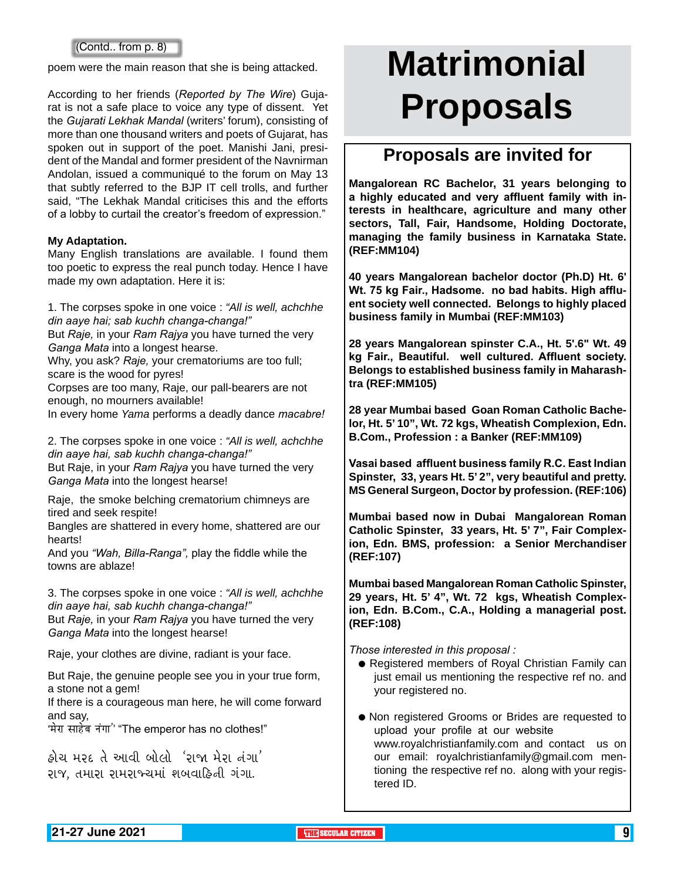(Contd.. from p. 8)

poem were the main reason that she is being attacked.

According to her friends (*Reported by The Wire*) Gujarat is not a safe place to voice any type of dissent. Yet the *Gujarati Lekhak Mandal* (writers' forum), consisting of more than one thousand writers and poets of Gujarat, has spoken out in support of the poet. Manishi Jani, president of the Mandal and former president of the Navnirman Andolan, issued a communiqué to the forum on May 13 that subtly referred to the BJP IT cell trolls, and further said, "The Lekhak Mandal criticises this and the efforts of a lobby to curtail the creator's freedom of expression."

**My Adaptation.**
Many English translations are available. I found them too poetic to express the real punch today. Hence I have made my own adaptation. Here it is:

1. The corpses spoke in one voice : *"All is well, achchhe din aaye hai; sab kuchh changa-changa!"*
But *Raje,* in your *Ram Rajya* you have turned the very *Ganga Mata* into a longest hearse.
Why, you ask? *Raje,* your crematoriums are too full; scare is the wood for pyres!
Corpses are too many, Raje, our pall-bearers are not enough, no mourners available!
In every home *Yama* performs a deadly dance *macabre!*

2. The corpses spoke in one voice : *"All is well, achchhe din aaye hai, sab kuchh changa-changa!"*
But Raje, in your *Ram Rajya* you have turned the very *Ganga Mata* into the longest hearse!

Raje, the smoke belching crematorium chimneys are tired and seek respite!
Bangles are shattered in every home, shattered are our hearts!
And you *"Wah, Billa-Ranga",* play the fiddle while the towns are ablaze!

3. The corpses spoke in one voice : *"All is well, achchhe din aaye hai, sab kuchh changa-changa!"*
But *Raje,* in your *Ram Rajya* you have turned the very *Ganga Mata* into the longest hearse!

Raje, your clothes are divine, radiant is your face.

But Raje, the genuine people see you in your true form, a stone not a gem!
If there is a courageous man here, he will come forward and say,
'मेरा साहेब नंगा' "The emperor has no clothes!"

હોય મરદ તે આવી બોલો 'રાજા મેરા નંગા'
રાજ, તમારા રામરાજ્યમાં શબવાહિની ગંગા.

# Matrimonial Proposals

## Proposals are invited for

**Mangalorean RC Bachelor, 31 years belonging to a highly educated and very affluent family with interests in healthcare, agriculture and many other sectors, Tall, Fair, Handsome, Holding Doctorate, managing the family business in Karnataka State. (REF:MM104)**

**40 years Mangalorean bachelor doctor (Ph.D) Ht. 6' Wt. 75 kg Fair., Hadsome. no bad habits. High affluent society well connected. Belongs to highly placed business family in Mumbai (REF:MM103)**

**28 years Mangalorean spinster C.A., Ht. 5'.6" Wt. 49 kg Fair., Beautiful. well cultured. Affluent society. Belongs to established business family in Maharashtra (REF:MM105)**

**28 year Mumbai based Goan Roman Catholic Bachelor, Ht. 5' 10", Wt. 72 kgs, Wheatish Complexion, Edn. B.Com., Profession : a Banker (REF:MM109)**

**Vasai based affluent business family R.C. East Indian Spinster, 33, years Ht. 5' 2", very beautiful and pretty. MS General Surgeon, Doctor by profession. (REF:106)**

**Mumbai based now in Dubai Mangalorean Roman Catholic Spinster, 33 years, Ht. 5' 7", Fair Complexion, Edn. BMS, profession: a Senior Merchandiser (REF:107)**

**Mumbai based Mangalorean Roman Catholic Spinster, 29 years, Ht. 5' 4", Wt. 72 kgs, Wheatish Complexion, Edn. B.Com., C.A., Holding a managerial post. (REF:108)**

*Those interested in this proposal :*

- Registered members of Royal Christian Family can just email us mentioning the respective ref no. and your registered no.
- Non registered Grooms or Brides are requested to upload your profile at our website www.royalchristianfamily.com and contact us on our email: royalchristianfamily@gmail.com mentioning the respective ref no. along with your registered ID.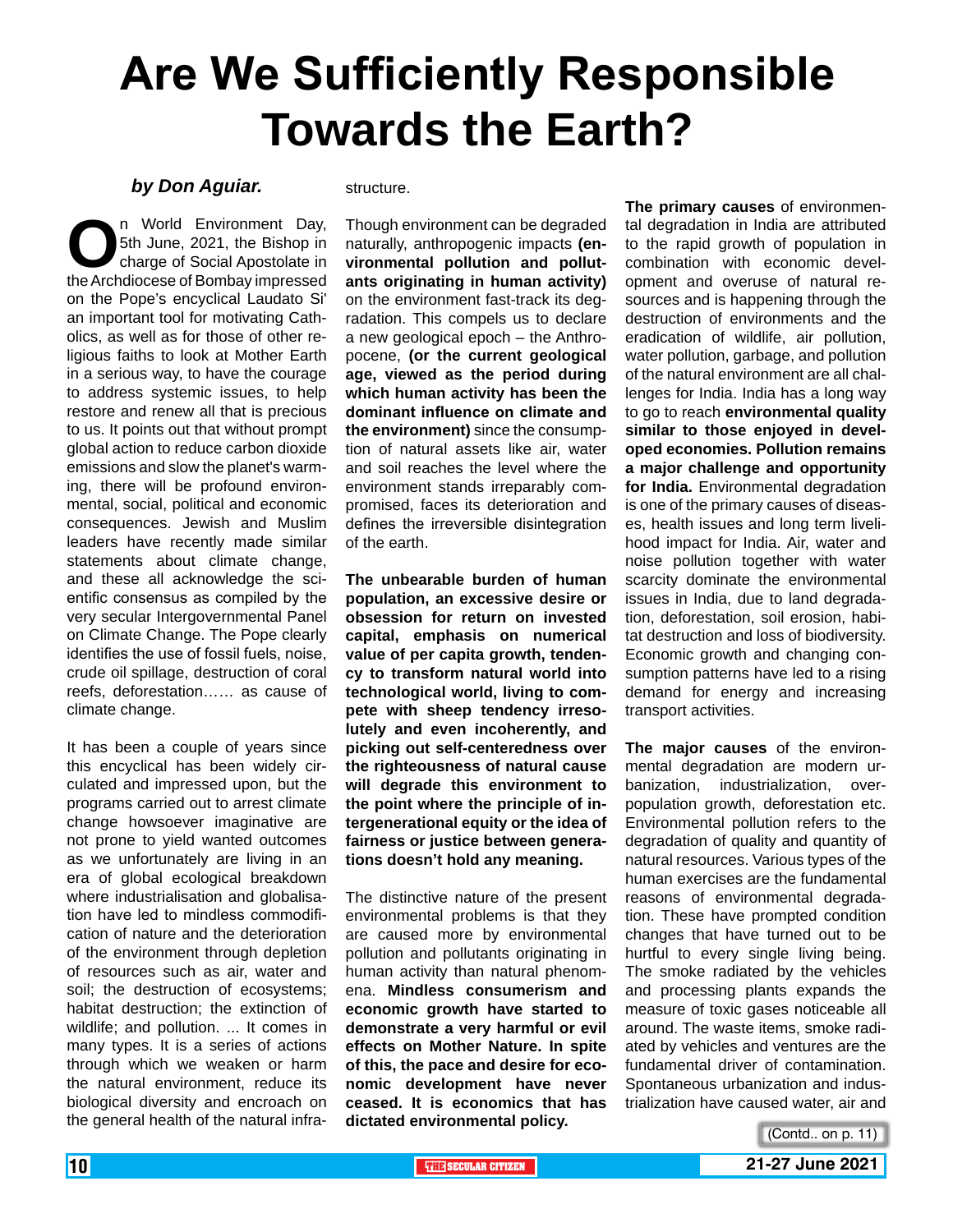# Are We Sufficiently Responsible Towards the Earth?

***by Don Aguiar.***

On World Environment Day, 5th June, 2021, the Bishop in charge of Social Apostolate in the Archdiocese of Bombay impressed on the Pope's encyclical Laudato Si' an important tool for motivating Catholics, as well as for those of other religious faiths to look at Mother Earth in a serious way, to have the courage to address systemic issues, to help restore and renew all that is precious to us. It points out that without prompt global action to reduce carbon dioxide emissions and slow the planet's warming, there will be profound environmental, social, political and economic consequences. Jewish and Muslim leaders have recently made similar statements about climate change, and these all acknowledge the scientific consensus as compiled by the very secular Intergovernmental Panel on Climate Change. The Pope clearly identifies the use of fossil fuels, noise, crude oil spillage, destruction of coral reefs, deforestation…… as cause of climate change.

It has been a couple of years since this encyclical has been widely circulated and impressed upon, but the programs carried out to arrest climate change howsoever imaginative are not prone to yield wanted outcomes as we unfortunately are living in an era of global ecological breakdown where industrialisation and globalisation have led to mindless commodification of nature and the deterioration of the environment through depletion of resources such as air, water and soil; the destruction of ecosystems; habitat destruction; the extinction of wildlife; and pollution. ... It comes in many types. It is a series of actions through which we weaken or harm the natural environment, reduce its biological diversity and encroach on the general health of the natural infrastructure.

Though environment can be degraded naturally, anthropogenic impacts **(environmental pollution and pollutants originating in human activity)** on the environment fast-track its degradation. This compels us to declare a new geological epoch – the Anthropocene, **(or the current geological age, viewed as the period during which human activity has been the dominant influence on climate and the environment)** since the consumption of natural assets like air, water and soil reaches the level where the environment stands irreparably compromised, faces its deterioration and defines the irreversible disintegration of the earth.

**The unbearable burden of human population, an excessive desire or obsession for return on invested capital, emphasis on numerical value of per capita growth, tendency to transform natural world into technological world, living to compete with sheep tendency irresolutely and even incoherently, and picking out self-centeredness over the righteousness of natural cause will degrade this environment to the point where the principle of intergenerational equity or the idea of fairness or justice between generations doesn't hold any meaning.**

The distinctive nature of the present environmental problems is that they are caused more by environmental pollution and pollutants originating in human activity than natural phenomena. **Mindless consumerism and economic growth have started to demonstrate a very harmful or evil effects on Mother Nature. In spite of this, the pace and desire for economic development have never ceased. It is economics that has dictated environmental policy.**

**The primary causes** of environmental degradation in India are attributed to the rapid growth of population in combination with economic development and overuse of natural resources and is happening through the destruction of environments and the eradication of wildlife, air pollution, water pollution, garbage, and pollution of the natural environment are all challenges for India. India has a long way to go to reach **environmental quality similar to those enjoyed in developed economies. Pollution remains a major challenge and opportunity for India.** Environmental degradation is one of the primary causes of diseases, health issues and long term livelihood impact for India. Air, water and noise pollution together with water scarcity dominate the environmental issues in India, due to land degradation, deforestation, soil erosion, habitat destruction and loss of biodiversity. Economic growth and changing consumption patterns have led to a rising demand for energy and increasing transport activities.

**The major causes** of the environmental degradation are modern urbanization, industrialization, overpopulation growth, deforestation etc. Environmental pollution refers to the degradation of quality and quantity of natural resources. Various types of the human exercises are the fundamental reasons of environmental degradation. These have prompted condition changes that have turned out to be hurtful to every single living being. The smoke radiated by the vehicles and processing plants expands the measure of toxic gases noticeable all around. The waste items, smoke radiated by vehicles and ventures are the fundamental driver of contamination. Spontaneous urbanization and industrialization have caused water, air and

(Contd.. on p. 11)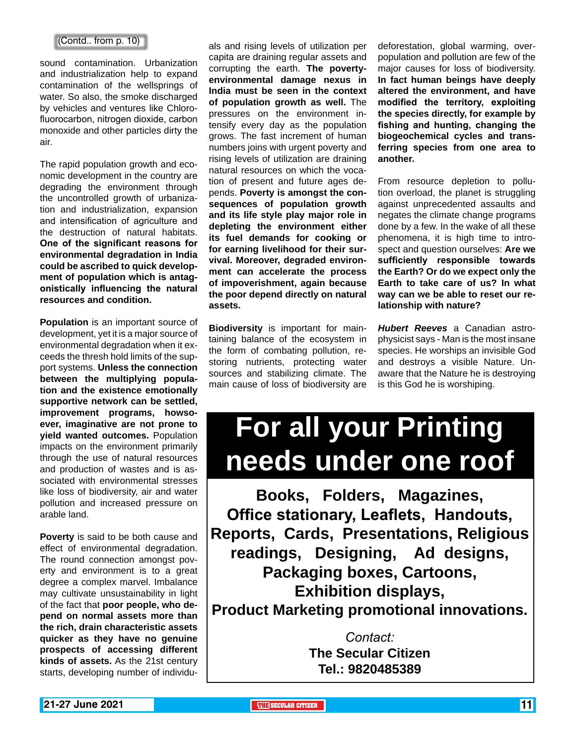(Contd.. from p. 10)

sound contamination. Urbanization and industrialization help to expand contamination of the wellsprings of water. So also, the smoke discharged by vehicles and ventures like Chlorofluorocarbon, nitrogen dioxide, carbon monoxide and other particles dirty the air.

The rapid population growth and economic development in the country are degrading the environment through the uncontrolled growth of urbanization and industrialization, expansion and intensification of agriculture and the destruction of natural habitats. **One of the significant reasons for environmental degradation in India could be ascribed to quick development of population which is antagonistically influencing the natural resources and condition.**

**Population** is an important source of development, yet it is a major source of environmental degradation when it exceeds the thresh hold limits of the support systems. **Unless the connection between the multiplying population and the existence emotionally supportive network can be settled, improvement programs, howsoever, imaginative are not prone to yield wanted outcomes.** Population impacts on the environment primarily through the use of natural resources and production of wastes and is associated with environmental stresses like loss of biodiversity, air and water pollution and increased pressure on arable land.

**Poverty** is said to be both cause and effect of environmental degradation. The round connection amongst poverty and environment is to a great degree a complex marvel. Imbalance may cultivate unsustainability in light of the fact that **poor people, who depend on normal assets more than the rich, drain characteristic assets quicker as they have no genuine prospects of accessing different kinds of assets.** As the 21st century starts, developing number of individuals and rising levels of utilization per capita are draining regular assets and corrupting the earth. **The poverty-environmental damage nexus in India must be seen in the context of population growth as well.** The pressures on the environment intensify every day as the population grows. The fast increment of human numbers joins with urgent poverty and rising levels of utilization are draining natural resources on which the vocation of present and future ages depends. **Poverty is amongst the consequences of population growth and its life style play major role in depleting the environment either its fuel demands for cooking or for earning livelihood for their survival. Moreover, degraded environment can accelerate the process of impoverishment, again because the poor depend directly on natural assets.**

**Biodiversity** is important for maintaining balance of the ecosystem in the form of combating pollution, restoring nutrients, protecting water sources and stabilizing climate. The main cause of loss of biodiversity are deforestation, global warming, overpopulation and pollution are few of the major causes for loss of biodiversity. **In fact human beings have deeply altered the environment, and have modified the territory, exploiting the species directly, for example by fishing and hunting, changing the biogeochemical cycles and transferring species from one area to another.**

From resource depletion to pollution overload, the planet is struggling against unprecedented assaults and negates the climate change programs done by a few. In the wake of all these phenomena, it is high time to introspect and question ourselves: **Are we sufficiently responsible towards the Earth? Or do we expect only the Earth to take care of us? In what way can we be able to reset our relationship with nature?**

***Hubert Reeves*** a Canadian astrophysicist says - Man is the most insane species. He worships an invisible God and destroys a visible Nature. Unaware that the Nature he is destroying is this God he is worshiping.

# For all your Printing needs under one roof

**Books, Folders, Magazines, Office stationary, Leaflets, Handouts, Reports, Cards, Presentations, Religious readings, Designing, Ad designs, Packaging boxes, Cartoons, Exhibition displays, Product Marketing promotional innovations.**

*Contact:*
**The Secular Citizen**
**Tel.: 9820485389**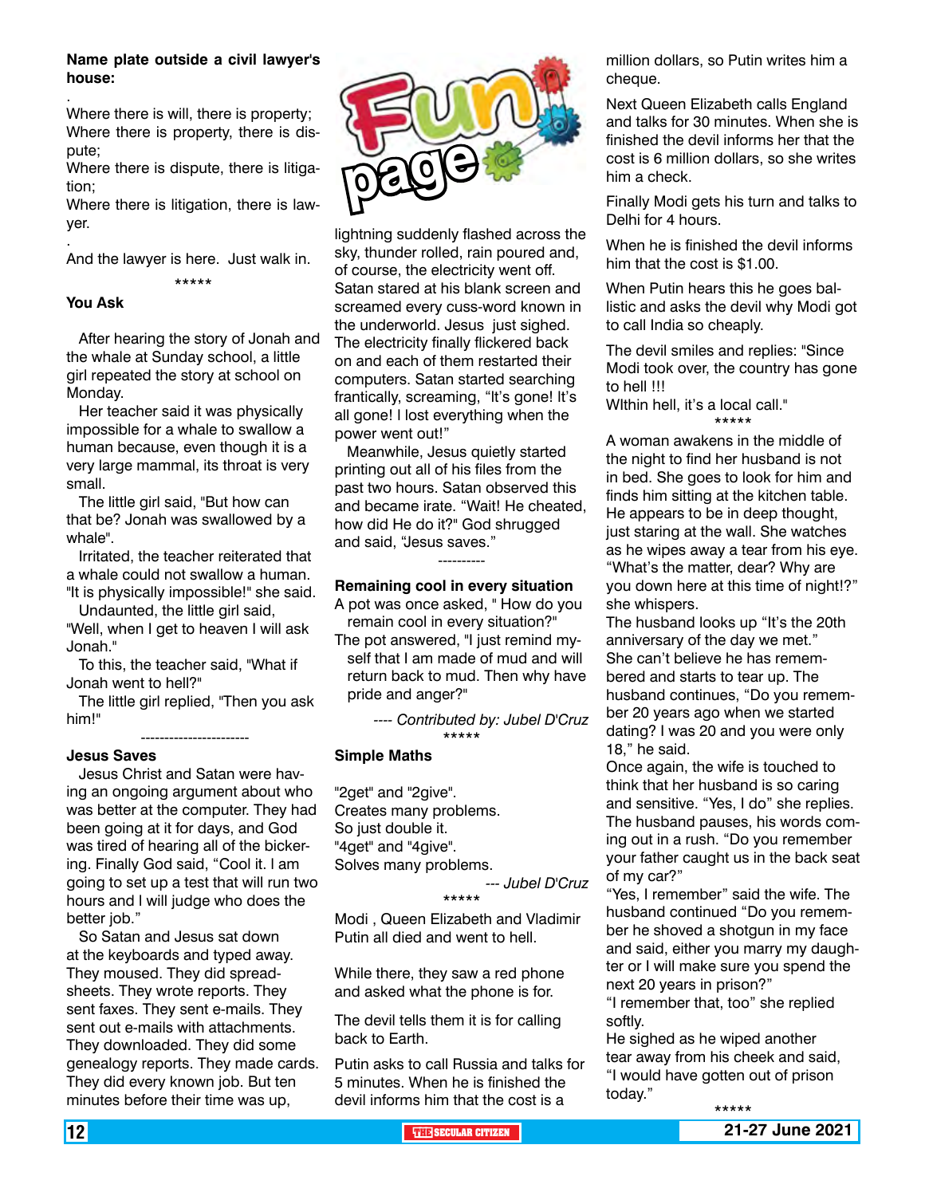# Fun page

**Name plate outside a civil lawyer's house:**

Where there is will, there is property;
Where there is property, there is dispute;
Where there is dispute, there is litigation;
Where there is litigation, there is lawyer.

And the lawyer is here. Just walk in.

\*\*\*\*\*

**You Ask**

After hearing the story of Jonah and the whale at Sunday school, a little girl repeated the story at school on Monday.

Her teacher said it was physically impossible for a whale to swallow a human because, even though it is a very large mammal, its throat is very small.

The little girl said, "But how can that be? Jonah was swallowed by a whale".

Irritated, the teacher reiterated that a whale could not swallow a human. "It is physically impossible!" she said.

Undaunted, the little girl said, "Well, when I get to heaven I will ask Jonah."

To this, the teacher said, "What if Jonah went to hell?"

The little girl replied, "Then you ask him!"

-----------------------

**Jesus Saves**

Jesus Christ and Satan were having an ongoing argument about who was better at the computer. They had been going at it for days, and God was tired of hearing all of the bickering. Finally God said, "Cool it. I am going to set up a test that will run two hours and I will judge who does the better job."

So Satan and Jesus sat down at the keyboards and typed away. They moused. They did spreadsheets. They wrote reports. They sent faxes. They sent e-mails. They sent out e-mails with attachments. They downloaded. They did some genealogy reports. They made cards. They did every known job. But ten minutes before their time was up, lightning suddenly flashed across the sky, thunder rolled, rain poured and, of course, the electricity went off. Satan stared at his blank screen and screamed every cuss-word known in the underworld. Jesus just sighed. The electricity finally flickered back on and each of them restarted their computers. Satan started searching frantically, screaming, "It's gone! It's all gone! I lost everything when the power went out!"

Meanwhile, Jesus quietly started printing out all of his files from the past two hours. Satan observed this and became irate. "Wait! He cheated, how did He do it?" God shrugged and said, "Jesus saves."

----------

**Remaining cool in every situation**

A pot was once asked, " How do you remain cool in every situation?"

The pot answered, "I just remind myself that I am made of mud and will return back to mud. Then why have pride and anger?"

*---- Contributed by: Jubel D'Cruz*

\*\*\*\*\*

**Simple Maths**

"2get" and "2give".
Creates many problems.
So just double it.
"4get" and "4give".
Solves many problems.

*--- Jubel D'Cruz*

\*\*\*\*\*

Modi , Queen Elizabeth and Vladimir Putin all died and went to hell.

While there, they saw a red phone and asked what the phone is for.

The devil tells them it is for calling back to Earth.

Putin asks to call Russia and talks for 5 minutes. When he is finished the devil informs him that the cost is a million dollars, so Putin writes him a cheque.

Next Queen Elizabeth calls England and talks for 30 minutes. When she is finished the devil informs her that the cost is 6 million dollars, so she writes him a check.

Finally Modi gets his turn and talks to Delhi for 4 hours.

When he is finished the devil informs him that the cost is $1.00.

When Putin hears this he goes ballistic and asks the devil why Modi got to call India so cheaply.

The devil smiles and replies: "Since Modi took over, the country has gone to hell !!!
WIthin hell, it's a local call."

\*\*\*\*\*

A woman awakens in the middle of the night to find her husband is not in bed. She goes to look for him and finds him sitting at the kitchen table. He appears to be in deep thought, just staring at the wall. She watches as he wipes away a tear from his eye. "What's the matter, dear? Why are you down here at this time of night!?" she whispers.

The husband looks up "It's the 20th anniversary of the day we met." She can't believe he has remembered and starts to tear up. The husband continues, "Do you remember 20 years ago when we started dating? I was 20 and you were only 18," he said.

Once again, the wife is touched to think that her husband is so caring and sensitive. "Yes, I do" she replies. The husband pauses, his words coming out in a rush. "Do you remember your father caught us in the back seat of my car?"

"Yes, I remember" said the wife. The husband continued "Do you remember he shoved a shotgun in my face and said, either you marry my daughter or I will make sure you spend the next 20 years in prison?"

"I remember that, too" she replied softly.

He sighed as he wiped another tear away from his cheek and said, "I would have gotten out of prison today."

\*\*\*\*\*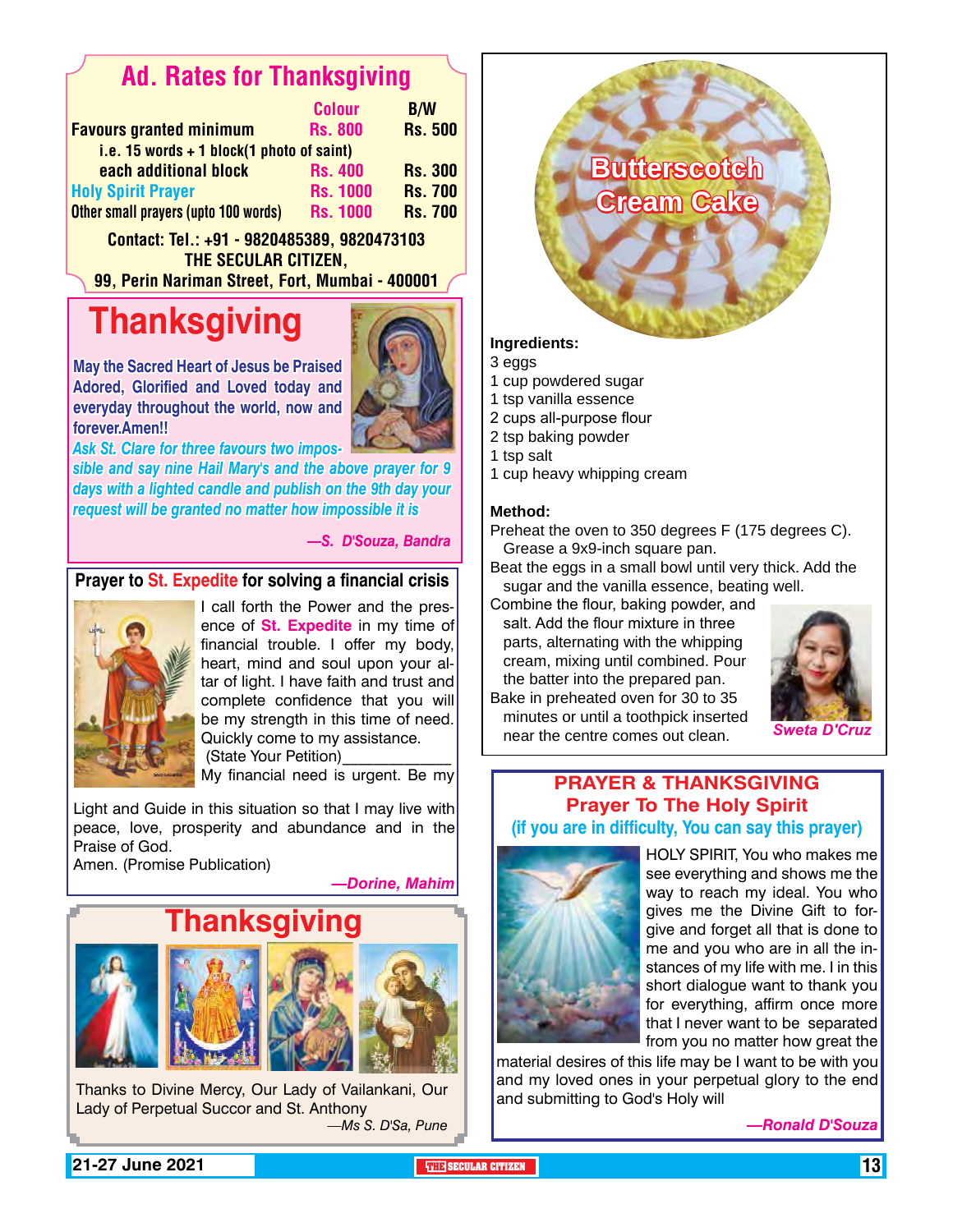## Ad. Rates for Thanksgiving

| | Colour | B/W |
|---|---|---|
| Favours granted minimum | Rs. 800 | Rs. 500 |
| i.e. 15 words + 1 block(1 photo of saint) | | |
| each additional block | Rs. 400 | Rs. 300 |
| Holy Spirit Prayer | Rs. 1000 | Rs. 700 |
| Other small prayers (upto 100 words) | Rs. 1000 | Rs. 700 |

**Contact: Tel.: +91 - 9820485389, 9820473103**
**THE SECULAR CITIZEN,**
**99, Perin Nariman Street, Fort, Mumbai - 400001**

# Thanksgiving

**May the Sacred Heart of Jesus be Praised Adored, Glorified and Loved today and everyday throughout the world, now and forever.Amen!!**

*Ask St. Clare for three favours two impossible and say nine Hail Mary's and the above prayer for 9 days with a lighted candle and publish on the 9th day your request will be granted no matter how impossible it is*

*—S. D'Souza, Bandra*

## Prayer to St. Expedite for solving a financial crisis

I call forth the Power and the presence of **St. Expedite** in my time of financial trouble. I offer my body, heart, mind and soul upon your altar of light. I have faith and trust and complete confidence that you will be my strength in this time of need. Quickly come to my assistance.
(State Your Petition)____________
My financial need is urgent. Be my Light and Guide in this situation so that I may live with peace, love, prosperity and abundance and in the Praise of God.
Amen. (Promise Publication)

*—Dorine, Mahim*

# Thanksgiving

Thanks to Divine Mercy, Our Lady of Vailankani, Our Lady of Perpetual Succor and St. Anthony

*—Ms S. D'Sa, Pune*

## Butterscotch Cream Cake

**Ingredients:**

3 eggs
1 cup powdered sugar
1 tsp vanilla essence
2 cups all-purpose flour
2 tsp baking powder
1 tsp salt
1 cup heavy whipping cream

**Method:**

Preheat the oven to 350 degrees F (175 degrees C). Grease a 9x9-inch square pan.

Beat the eggs in a small bowl until very thick. Add the sugar and the vanilla essence, beating well.

Combine the flour, baking powder, and salt. Add the flour mixture in three parts, alternating with the whipping cream, mixing until combined. Pour the batter into the prepared pan.

Bake in preheated oven for 30 to 35 minutes or until a toothpick inserted near the centre comes out clean.

*Sweta D'Cruz*

## PRAYER & THANKSGIVING
### Prayer To The Holy Spirit
**(if you are in difficulty, You can say this prayer)**

HOLY SPIRIT, You who makes me see everything and shows me the way to reach my ideal. You who gives me the Divine Gift to forgive and forget all that is done to me and you who are in all the instances of my life with me. I in this short dialogue want to thank you for everything, affirm once more that I never want to be separated from you no matter how great the material desires of this life may be I want to be with you and my loved ones in your perpetual glory to the end and submitting to God's Holy will

*—Ronald D'Souza*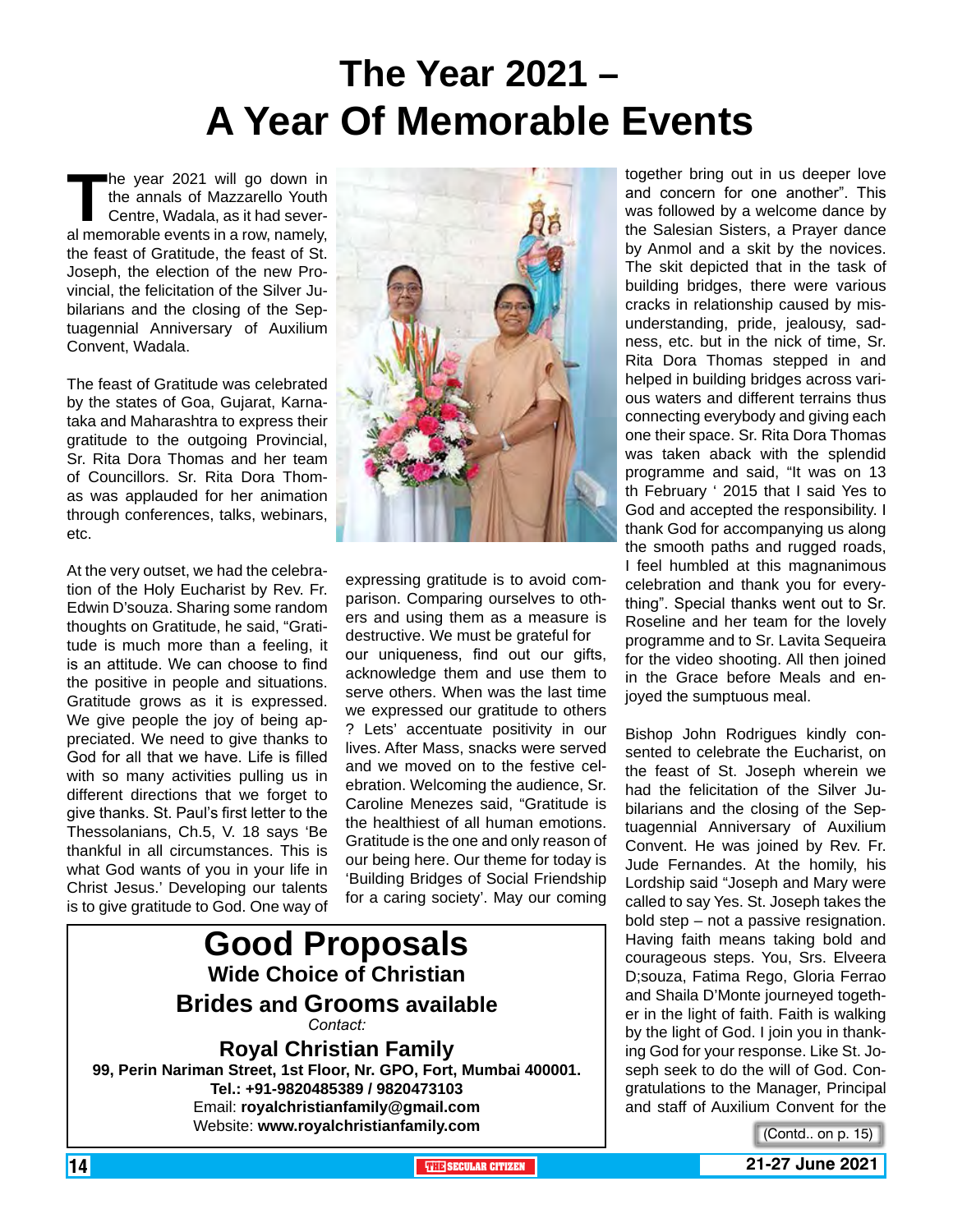# The Year 2021 – A Year Of Memorable Events

The year 2021 will go down in the annals of Mazzarello Youth Centre, Wadala, as it had several memorable events in a row, namely, the feast of Gratitude, the feast of St. Joseph, the election of the new Provincial, the felicitation of the Silver Jubilarians and the closing of the Septuagennial Anniversary of Auxilium Convent, Wadala.

The feast of Gratitude was celebrated by the states of Goa, Gujarat, Karnataka and Maharashtra to express their gratitude to the outgoing Provincial, Sr. Rita Dora Thomas and her team of Councillors. Sr. Rita Dora Thomas was applauded for her animation through conferences, talks, webinars, etc.

At the very outset, we had the celebration of the Holy Eucharist by Rev. Fr. Edwin D'souza. Sharing some random thoughts on Gratitude, he said, "Gratitude is much more than a feeling, it is an attitude. We can choose to find the positive in people and situations. Gratitude grows as it is expressed. We give people the joy of being appreciated. We need to give thanks to God for all that we have. Life is filled with so many activities pulling us in different directions that we forget to give thanks. St. Paul's first letter to the Thessalonians, Ch.5, V. 18 says 'Be thankful in all circumstances. This is what God wants of you in your life in Christ Jesus.' Developing our talents is to give gratitude to God. One way of expressing gratitude is to avoid comparison. Comparing ourselves to others and using them as a measure is destructive. We must be grateful for our uniqueness, find out our gifts, acknowledge them and use them to serve others. When was the last time we expressed our gratitude to others ? Lets' accentuate positivity in our lives. After Mass, snacks were served and we moved on to the festive celebration. Welcoming the audience, Sr. Caroline Menezes said, "Gratitude is the healthiest of all human emotions. Gratitude is the one and only reason of our being here. Our theme for today is 'Building Bridges of Social Friendship for a caring society'. May our coming together bring out in us deeper love and concern for one another". This was followed by a welcome dance by the Salesian Sisters, a Prayer dance by Anmol and a skit by the novices. The skit depicted that in the task of building bridges, there were various cracks in relationship caused by misunderstanding, pride, jealousy, sadness, etc. but in the nick of time, Sr. Rita Dora Thomas stepped in and helped in building bridges across various waters and different terrains thus connecting everybody and giving each one their space. Sr. Rita Dora Thomas was taken aback with the splendid programme and said, "It was on 13 th February ' 2015 that I said Yes to God and accepted the responsibility. I thank God for accompanying us along the smooth paths and rugged roads, I feel humbled at this magnanimous celebration and thank you for everything". Special thanks went out to Sr. Roseline and her team for the lovely programme and to Sr. Lavita Sequeira for the video shooting. All then joined in the Grace before Meals and enjoyed the sumptuous meal.

Bishop John Rodrigues kindly consented to celebrate the Eucharist, on the feast of St. Joseph wherein we had the felicitation of the Silver Jubilarians and the closing of the Septuagennial Anniversary of Auxilium Convent. He was joined by Rev. Fr. Jude Fernandes. At the homily, his Lordship said "Joseph and Mary were called to say Yes. St. Joseph takes the bold step – not a passive resignation. Having faith means taking bold and courageous steps. You, Srs. Elveera D;souza, Fatima Rego, Gloria Ferrao and Shaila D'Monte journeyed together in the light of faith. Faith is walking by the light of God. I join you in thanking God for your response. Like St. Joseph seek to do the will of God. Congratulations to the Manager, Principal and staff of Auxilium Convent for the

(Contd.. on p. 15)

---

## Good Proposals

**Wide Choice of Christian**

**Brides and Grooms available**

*Contact:*

**Royal Christian Family**

**99, Perin Nariman Street, 1st Floor, Nr. GPO, Fort, Mumbai 400001.**

**Tel.: +91-9820485389 / 9820473103**

Email: **royalchristianfamily@gmail.com**

Website: **www.royalchristianfamily.com**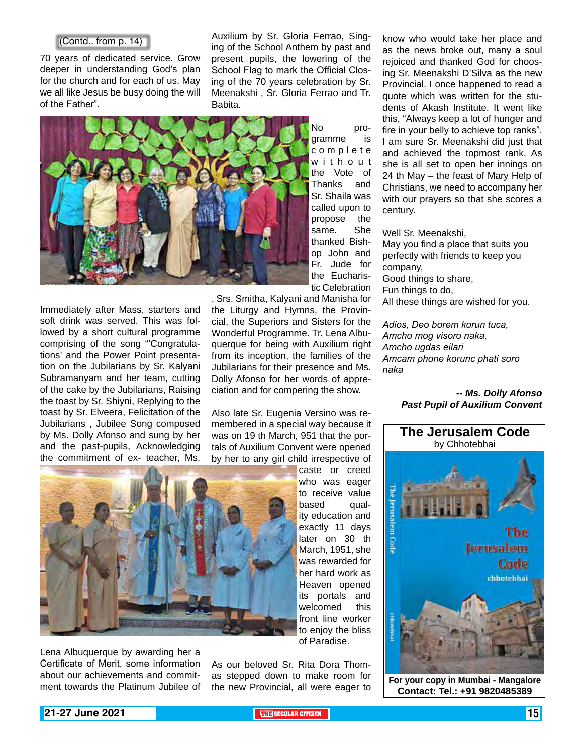(Contd.. from p. 14)

70 years of dedicated service. Grow deeper in understanding God's plan for the church and for each of us. May we all like Jesus be busy doing the will of the Father".

Immediately after Mass, starters and soft drink was served. This was followed by a short cultural programme comprising of the song "'Congratulations' and the Power Point presentation on the Jubilarians by Sr. Kalyani Subramanyam and her team, cutting of the cake by the Jubilarians, Raising the toast by Sr. Shiyni, Replying to the toast by Sr. Elveera, Felicitation of the Jubilarians , Jubilee Song composed by Ms. Dolly Afonso and sung by her and the past-pupils, Acknowledging the commitment of ex- teacher, Ms. Lena Albuquerque by awarding her a Certificate of Merit, some information about our achievements and commitment towards the Platinum Jubilee of Auxilium by Sr. Gloria Ferrao, Singing of the School Anthem by past and present pupils, and the lowering of the School Flag to mark the Official Closing of the 70 years celebration by Sr. Meenakshi , Sr. Gloria Ferrao and Tr. Babita.

No programme is complete without the Vote of Thanks and Sr. Shaila was called upon to propose the same. She thanked Bishop John and Fr. Jude for the Eucharistic Celebration , Srs. Smitha, Kalyani and Manisha for the Liturgy and Hymns, the Provincial, the Superiors and Sisters for the Wonderful Programme. Tr. Lena Albuquerque for being with Auxilium right from its inception, the families of the Jubilarians for their presence and Ms. Dolly Afonso for her words of appreciation and for compering the show.

Also late Sr. Eugenia Versino was remembered in a special way because it was on 19 th March, 951 that the portals of Auxilium Convent were opened by her to any girl child irrespective of caste or creed who was eager to receive value based quality education and exactly 11 days later on 30 th March, 1951, she was rewarded for her hard work as Heaven opened its portals and welcomed this front line worker to enjoy the bliss of Paradise.

As our beloved Sr. Rita Dora Thomas stepped down to make room for the new Provincial, all were eager to know who would take her place and as the news broke out, many a soul rejoiced and thanked God for choosing Sr. Meenakshi D'Silva as the new Provincial. I once happened to read a quote which was written for the students of Akash Institute. It went like this, "Always keep a lot of hunger and fire in your belly to achieve top ranks". I am sure Sr. Meenakshi did just that and achieved the topmost rank. As she is all set to open her innings on 24 th May – the feast of Mary Help of Christians, we need to accompany her with our prayers so that she scores a century.

Well Sr. Meenakshi,
May you find a place that suits you perfectly with friends to keep you company,
Good things to share,
Fun things to do,
All these things are wished for you.

*Adios, Deo borem korun tuca,*
*Amcho mog visoro naka,*
*Amcho ugdas eilari*
*Amcam phone korunc phati soro naka*

***-- Ms. Dolly Afonso***
***Past Pupil of Auxilium Convent***

## The Jerusalem Code
by Chhotebhai

**For your copy in Mumbai - Mangalore**
**Contact: Tel.: +91 9820485389**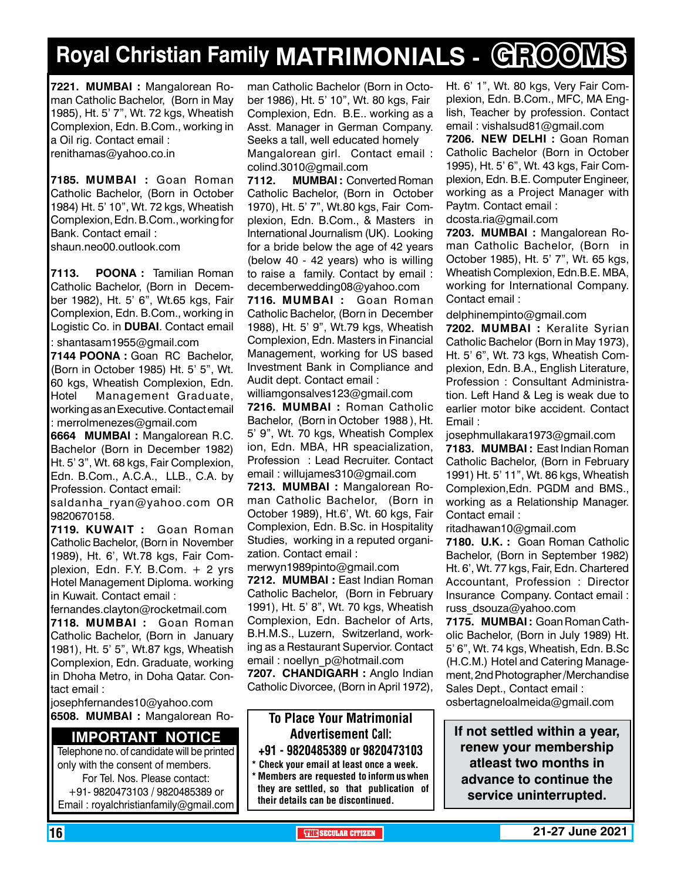# Royal Christian Family MATRIMONIALS - GROOMS

**7221. MUMBAI :** Mangalorean Roman Catholic Bachelor, (Born in May 1985), Ht. 5' 7", Wt. 72 kgs, Wheatish Complexion, Edn. B.Com., working in a Oil rig. Contact email : renithamas@yahoo.co.in

**7185. MUMBAI :** Goan Roman Catholic Bachelor, (Born in October 1984) Ht. 5' 10", Wt. 72 kgs, Wheatish Complexion, Edn. B.Com., working for Bank. Contact email : shaun.neo00.outlook.com

**7113. POONA :** Tamilian Roman Catholic Bachelor, (Born in December 1982), Ht. 5' 6", Wt.65 kgs, Fair Complexion, Edn. B.Com., working in Logistic Co. in **DUBAI**. Contact email : shantasam1955@gmail.com

**7144 POONA :** Goan RC Bachelor, (Born in October 1985) Ht. 5' 5", Wt. 60 kgs, Wheatish Complexion, Edn. Hotel Management Graduate, working as an Executive. Contact email : merrolmenezes@gmail.com

**6664 MUMBAI :** Mangalorean R.C. Bachelor (Born in December 1982) Ht. 5' 3", Wt. 68 kgs, Fair Complexion, Edn. B.Com., A.C.A., LLB., C.A. by Profession. Contact email: saldanha_ryan@yahoo.com OR 9820670158.

**7119. KUWAIT :** Goan Roman Catholic Bachelor, (Born in November 1989), Ht. 6', Wt.78 kgs, Fair Complexion, Edn. F.Y. B.Com. + 2 yrs Hotel Management Diploma. working in Kuwait. Contact email : fernandes.clayton@rocketmail.com

**7118. MUMBAI :** Goan Roman Catholic Bachelor, (Born in January 1981), Ht. 5' 5", Wt.87 kgs, Wheatish Complexion, Edn. Graduate, working in Dhoha Metro, in Doha Qatar. Contact email : josephfernandes10@yahoo.com

**6508. MUMBAI :** Mangalorean Roman Catholic Bachelor (Born in October 1986), Ht. 5' 10", Wt. 80 kgs, Fair Complexion, Edn. B.E.. working as a Asst. Manager in German Company. Seeks a tall, well educated homely Mangalorean girl. Contact email : colind.3010@gmail.com

**7112. MUMBAI :** Converted Roman Catholic Bachelor, (Born in October 1970), Ht. 5' 7", Wt.80 kgs, Fair Complexion, Edn. B.Com., & Masters in International Journalism (UK). Looking for a bride below the age of 42 years (below 40 - 42 years) who is willing to raise a family. Contact by email : decemberwedding08@yahoo.com

**7116. MUMBAI :** Goan Roman Catholic Bachelor, (Born in December 1988), Ht. 5' 9", Wt.79 kgs, Wheatish Complexion, Edn. Masters in Financial Management, working for US based Investment Bank in Compliance and Audit dept. Contact email : williamgonsalves123@gmail.com

**7216. MUMBAI :** Roman Catholic Bachelor, (Born in October 1988 ), Ht. 5' 9", Wt. 70 kgs, Wheatish Complexion, Edn. MBA, HR speacialization, Profession : Lead Recruiter. Contact email : willujames310@gmail.com

**7213. MUMBAI :** Mangalorean Roman Catholic Bachelor, (Born in October 1989), Ht.6', Wt. 60 kgs, Fair Complexion, Edn. B.Sc. in Hospitality Studies, working in a reputed organization. Contact email : merwyn1989pinto@gmail.com

**7212. MUMBAI :** East Indian Roman Catholic Bachelor, (Born in February 1991), Ht. 5' 8", Wt. 70 kgs, Wheatish Complexion, Edn. Bachelor of Arts, B.H.M.S., Luzern, Switzerland, working as a Restaurant Supervior. Contact email : noellyn_p@hotmail.com

**7207. CHANDIGARH :** Anglo Indian Catholic Divorcee, (Born in April 1972), Ht. 6' 1", Wt. 80 kgs, Very Fair Complexion, Edn. B.Com., MFC, MA English, Teacher by profession. Contact email : vishalsud81@gmail.com

**7206. NEW DELHI :** Goan Roman Catholic Bachelor (Born in October 1995), Ht. 5' 6", Wt. 43 kgs, Fair Complexion, Edn. B.E. Computer Engineer, working as a Project Manager with Paytm. Contact email : dcosta.ria@gmail.com

**7203. MUMBAI :** Mangalorean Roman Catholic Bachelor, (Born in October 1985), Ht. 5' 7", Wt. 65 kgs, Wheatish Complexion, Edn.B.E. MBA, working for International Company. Contact email : delphinempinto@gmail.com

**7202. MUMBAI :** Keralite Syrian Catholic Bachelor (Born in May 1973), Ht. 5' 6", Wt. 73 kgs, Wheatish Complexion, Edn. B.A., English Literature, Profession : Consultant Administration. Left Hand & Leg is weak due to earlier motor bike accident. Contact Email : josephmullakara1973@gmail.com

**7183. MUMBAI :** East Indian Roman Catholic Bachelor, (Born in February 1991) Ht. 5' 11", Wt. 86 kgs, Wheatish Complexion,Edn. PGDM and BMS., working as a Relationship Manager. Contact email : ritadhawan10@gmail.com

**7180. U.K. :** Goan Roman Catholic Bachelor, (Born in September 1982) Ht. 6', Wt. 77 kgs, Fair, Edn. Chartered Accountant, Profession : Director Insurance Company. Contact email : russ_dsouza@yahoo.com

**7175. MUMBAI :** Goan Roman Catholic Bachelor, (Born in July 1989) Ht. 5' 6", Wt. 74 kgs, Wheatish, Edn. B.Sc (H.C.M.) Hotel and Catering Management, 2nd Photographer/Merchandise Sales Dept., Contact email : osbertagneloalmeida@gmail.com

## IMPORTANT NOTICE

Telephone no. of candidate will be printed only with the consent of members.
For Tel. Nos. Please contact:
+91- 9820473103 / 9820485389 or
Email : royalchristianfamily@gmail.com

## To Place Your Matrimonial Advertisement Call:

**+91 - 9820485389 or 9820473103**

- Check your email at least once a week.
- Members are requested to inform us when they are settled, so that publication of their details can be discontinued.

**If not settled within a year, renew your membership atleast two months in advance to continue the service uninterrupted.**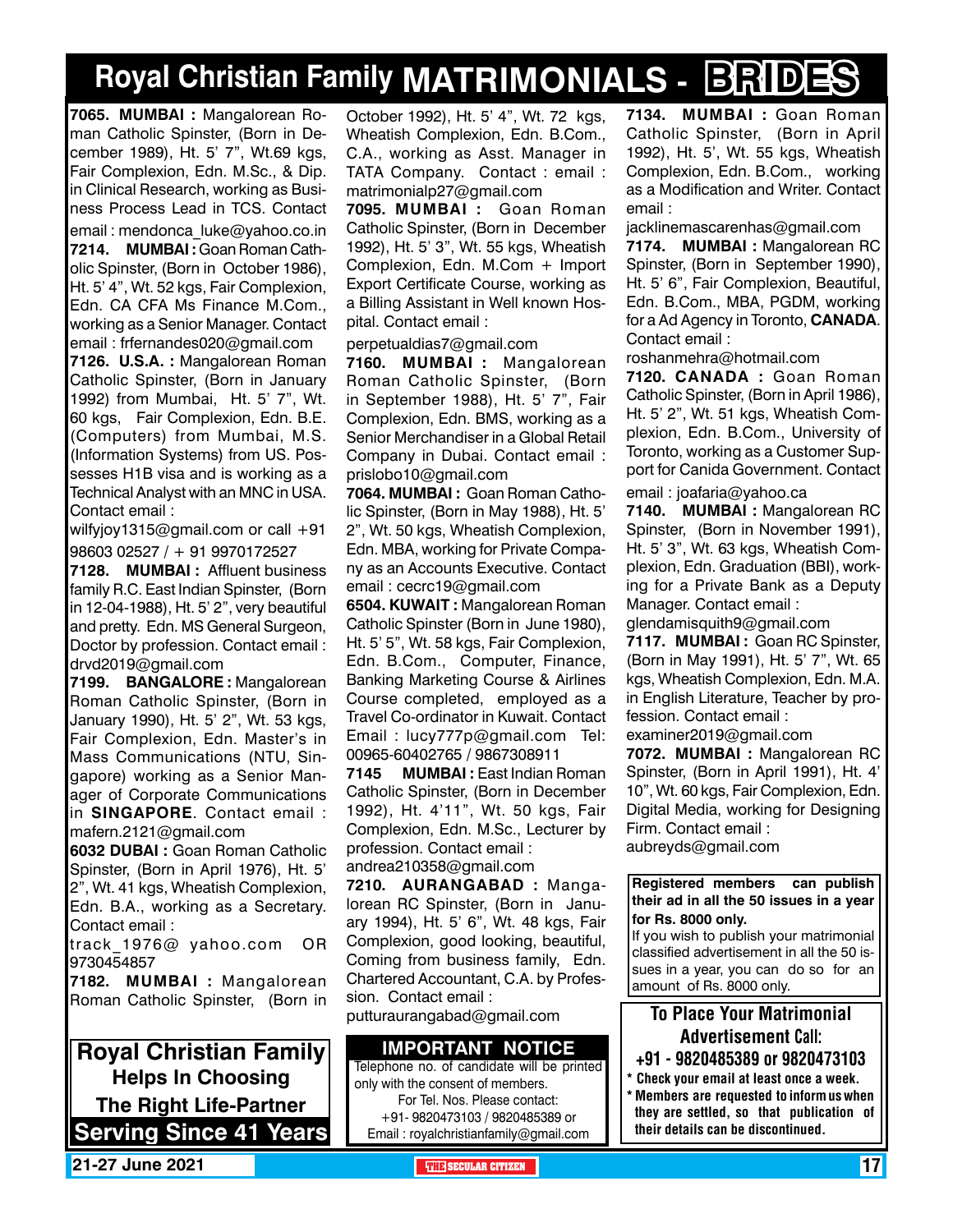# Royal Christian Family MATRIMONIALS - BRIDES

**7065. MUMBAI :** Mangalorean Roman Catholic Spinster, (Born in December 1989), Ht. 5' 7", Wt.69 kgs, Fair Complexion, Edn. M.Sc., & Dip. in Clinical Research, working as Business Process Lead in TCS. Contact email : mendonca_luke@yahoo.co.in

**7214. MUMBAI :** Goan Roman Catholic Spinster, (Born in October 1986), Ht. 5' 4", Wt. 52 kgs, Fair Complexion, Edn. CA CFA Ms Finance M.Com., working as a Senior Manager. Contact email : frfernandes020@gmail.com

**7126. U.S.A. :** Mangalorean Roman Catholic Spinster, (Born in January 1992) from Mumbai, Ht. 5' 7", Wt. 60 kgs, Fair Complexion, Edn. B.E. (Computers) from Mumbai, M.S. (Information Systems) from US. Possesses H1B visa and is working as a Technical Analyst with an MNC in USA. Contact email : wilfyjoy1315@gmail.com or call +91 98603 02527 / + 91 9970172527

**7128. MUMBAI :** Affluent business family R.C. East Indian Spinster, (Born in 12-04-1988), Ht. 5' 2", very beautiful and pretty. Edn. MS General Surgeon, Doctor by profession. Contact email : drvd2019@gmail.com

**7199. BANGALORE :** Mangalorean Roman Catholic Spinster, (Born in January 1990), Ht. 5' 2", Wt. 53 kgs, Fair Complexion, Edn. Master's in Mass Communications (NTU, Singapore) working as a Senior Manager of Corporate Communications in **SINGAPORE**. Contact email : mafern.2121@gmail.com

**6032 DUBAI :** Goan Roman Catholic Spinster, (Born in April 1976), Ht. 5' 2", Wt. 41 kgs, Wheatish Complexion, Edn. B.A., working as a Secretary. Contact email : track_1976@ yahoo.com OR 9730454857

**7182. MUMBAI :** Mangalorean Roman Catholic Spinster, (Born in October 1992), Ht. 5' 4", Wt. 72 kgs, Wheatish Complexion, Edn. B.Com., C.A., working as Asst. Manager in TATA Company. Contact : email : matrimonialp27@gmail.com

**7095. MUMBAI :** Goan Roman Catholic Spinster, (Born in December 1992), Ht. 5' 3", Wt. 55 kgs, Wheatish Complexion, Edn. M.Com + Import Export Certificate Course, working as a Billing Assistant in Well known Hospital. Contact email : perpetualdias7@gmail.com

**7160. MUMBAI :** Mangalorean Roman Catholic Spinster, (Born in September 1988), Ht. 5' 7", Fair Complexion, Edn. BMS, working as a Senior Merchandiser in a Global Retail Company in Dubai. Contact email : prislobo10@gmail.com

**7064. MUMBAI :** Goan Roman Catholic Spinster, (Born in May 1988), Ht. 5' 2", Wt. 50 kgs, Wheatish Complexion, Edn. MBA, working for Private Company as an Accounts Executive. Contact email : cecrc19@gmail.com

**6504. KUWAIT :** Mangalorean Roman Catholic Spinster (Born in June 1980), Ht. 5' 5", Wt. 58 kgs, Fair Complexion, Edn. B.Com., Computer, Finance, Banking Marketing Course & Airlines Course completed, employed as a Travel Co-ordinator in Kuwait. Contact Email : lucy777p@gmail.com Tel: 00965-60402765 / 9867308911

**7145 MUMBAI :** East Indian Roman Catholic Spinster, (Born in December 1992), Ht. 4'11", Wt. 50 kgs, Fair Complexion, Edn. M.Sc., Lecturer by profession. Contact email : andrea210358@gmail.com

**7210. AURANGABAD :** Mangalorean RC Spinster, (Born in January 1994), Ht. 5' 6", Wt. 48 kgs, Fair Complexion, good looking, beautiful, Coming from business family, Edn. Chartered Accountant, C.A. by Profession. Contact email : putturaurangabad@gmail.com

**7134. MUMBAI :** Goan Roman Catholic Spinster, (Born in April 1992), Ht. 5', Wt. 55 kgs, Wheatish Complexion, Edn. B.Com., working as a Modification and Writer. Contact email : jacklinemascarenhas@gmail.com

**7174. MUMBAI :** Mangalorean RC Spinster, (Born in September 1990), Ht. 5' 6", Fair Complexion, Beautiful, Edn. B.Com., MBA, PGDM, working for a Ad Agency in Toronto, **CANADA**. Contact email : roshanmehra@hotmail.com

**7120. CANADA :** Goan Roman Catholic Spinster, (Born in April 1986), Ht. 5' 2", Wt. 51 kgs, Wheatish Complexion, Edn. B.Com., University of Toronto, working as a Customer Support for Canida Government. Contact email : joafaria@yahoo.ca

**7140. MUMBAI :** Mangalorean RC Spinster, (Born in November 1991), Ht. 5' 3", Wt. 63 kgs, Wheatish Complexion, Edn. Graduation (BBI), working for a Private Bank as a Deputy Manager. Contact email : glendamisquith9@gmail.com

**7117. MUMBAI :** Goan RC Spinster, (Born in May 1991), Ht. 5' 7", Wt. 65 kgs, Wheatish Complexion, Edn. M.A. in English Literature, Teacher by profession. Contact email : examiner2019@gmail.com

**7072. MUMBAI :** Mangalorean RC Spinster, (Born in April 1991), Ht. 4' 10", Wt. 60 kgs, Fair Complexion, Edn. Digital Media, working for Designing Firm. Contact email : aubreyds@gmail.com

**Royal Christian Family Helps In Choosing The Right Life-Partner**
**Serving Since 41 Years**

**IMPORTANT NOTICE**

Telephone no. of candidate will be printed only with the consent of members. For Tel. Nos. Please contact: +91- 9820473103 / 9820485389 or Email : royalchristianfamily@gmail.com

**Registered members can publish their ad in all the 50 issues in a year for Rs. 8000 only.**
If you wish to publish your matrimonial classified advertisement in all the 50 issues in a year, you can do so for an amount of Rs. 8000 only.

**To Place Your Matrimonial Advertisement Call: +91 - 9820485389 or 9820473103**

- **Check your email at least once a week.**
- **Members are requested to inform us when they are settled, so that publication of their details can be discontinued.**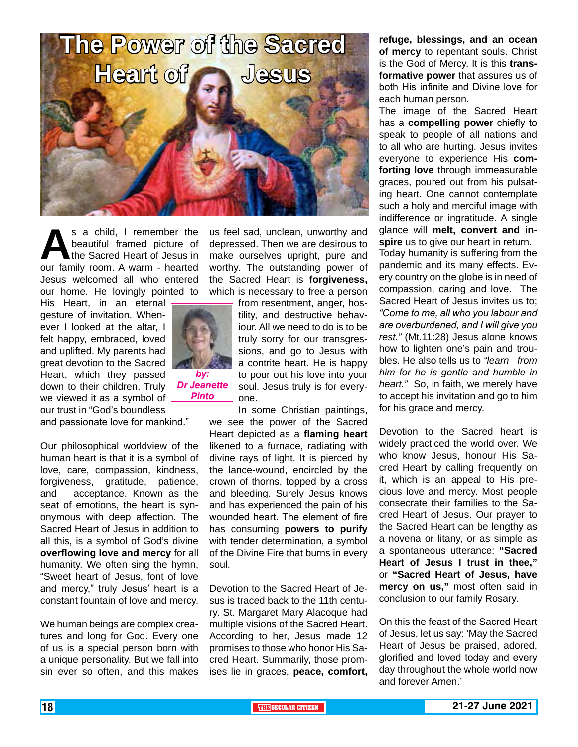# The Power of the Sacred Heart of Jesus

*by: Dr Jeanette Pinto*

As a child, I remember the beautiful framed picture of the Sacred Heart of Jesus in our family room. A warm - hearted Jesus welcomed all who entered our home. He lovingly pointed to His Heart, in an eternal gesture of invitation. Whenever I looked at the altar, I felt happy, embraced, loved and uplifted. My parents had great devotion to the Sacred Heart, which they passed down to their children. Truly we viewed it as a symbol of our trust in "God's boundless and passionate love for mankind."

Our philosophical worldview of the human heart is that it is a symbol of love, care, compassion, kindness, forgiveness, gratitude, patience, and acceptance. Known as the seat of emotions, the heart is synonymous with deep affection. The Sacred Heart of Jesus in addition to all this, is a symbol of God's divine **overflowing love and mercy** for all humanity. We often sing the hymn, "Sweet heart of Jesus, font of love and mercy," truly Jesus' heart is a constant fountain of love and mercy.

We human beings are complex creatures and long for God. Every one of us is a special person born with a unique personality. But we fall into sin ever so often, and this makes us feel sad, unclean, unworthy and depressed. Then we are desirous to make ourselves upright, pure and worthy. The outstanding power of the Sacred Heart is **forgiveness,** which is necessary to free a person from resentment, anger, hostility, and destructive behaviour. All we need to do is to be truly sorry for our transgressions, and go to Jesus with a contrite heart. He is happy to pour out his love into your soul. Jesus truly is for everyone.

In some Christian paintings, we see the power of the Sacred Heart depicted as a **flaming heart** likened to a furnace, radiating with divine rays of light. It is pierced by the lance-wound, encircled by the crown of thorns, topped by a cross and bleeding. Surely Jesus knows and has experienced the pain of his wounded heart. The element of fire has consuming **powers to purify** with tender determination, a symbol of the Divine Fire that burns in every soul.

Devotion to the Sacred Heart of Jesus is traced back to the 11th century. St. Margaret Mary Alacoque had multiple visions of the Sacred Heart. According to her, Jesus made 12 promises to those who honor His Sacred Heart. Summarily, those promises lie in graces, **peace, comfort, refuge, blessings, and an ocean of mercy** to repentant souls. Christ is the God of Mercy. It is this **transformative power** that assures us of both His infinite and Divine love for each human person.

The image of the Sacred Heart has a **compelling power** chiefly to speak to people of all nations and to all who are hurting. Jesus invites everyone to experience His **comforting love** through immeasurable graces, poured out from his pulsating heart. One cannot contemplate such a holy and merciful image with indifference or ingratitude. A single glance will **melt, convert and inspire** us to give our heart in return.

Today humanity is suffering from the pandemic and its many effects. Every country on the globe is in need of compassion, caring and love. The Sacred Heart of Jesus invites us to; *"Come to me, all who you labour and are overburdened, and I will give you rest."* (Mt.11:28) Jesus alone knows how to lighten one's pain and troubles. He also tells us to *"learn from him for he is gentle and humble in heart."* So, in faith, we merely have to accept his invitation and go to him for his grace and mercy.

Devotion to the Sacred heart is widely practiced the world over. We who know Jesus, honour His Sacred Heart by calling frequently on it, which is an appeal to His precious love and mercy. Most people consecrate their families to the Sacred Heart of Jesus. Our prayer to the Sacred Heart can be lengthy as a novena or litany, or as simple as a spontaneous utterance: **"Sacred Heart of Jesus I trust in thee,"** or **"Sacred Heart of Jesus, have mercy on us,"** most often said in conclusion to our family Rosary.

On this the feast of the Sacred Heart of Jesus, let us say: 'May the Sacred Heart of Jesus be praised, adored, glorified and loved today and every day throughout the whole world now and forever Amen.'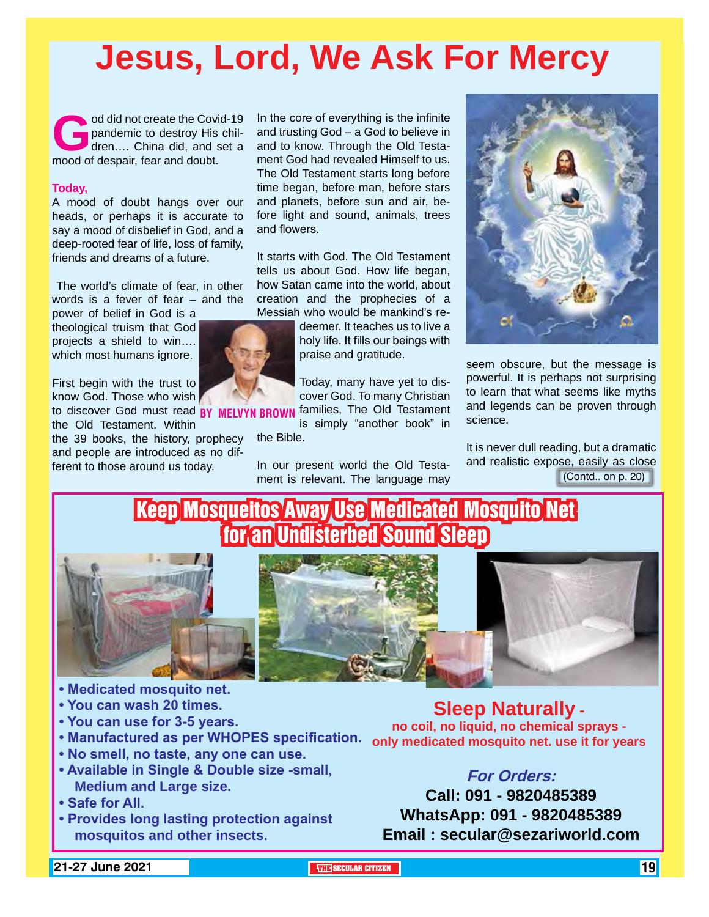# Jesus, Lord, We Ask For Mercy

**BY MELVYN BROWN**

God did not create the Covid-19 pandemic to destroy His children…. China did, and set a mood of despair, fear and doubt.

**Today,**

A mood of doubt hangs over our heads, or perhaps it is accurate to say a mood of disbelief in God, and a deep-rooted fear of life, loss of family, friends and dreams of a future.

The world's climate of fear, in other words is a fever of fear – and the power of belief in God is a theological truism that God projects a shield to win…. which most humans ignore.

First begin with the trust to know God. Those who wish to discover God must read the Old Testament. Within the 39 books, the history, prophecy and people are introduced as no different to those around us today.

In the core of everything is the infinite and trusting God – a God to believe in and to know. Through the Old Testament God had revealed Himself to us. The Old Testament starts long before time began, before man, before stars and planets, before sun and air, before light and sound, animals, trees and flowers.

It starts with God. The Old Testament tells us about God. How life began, how Satan came into the world, about creation and the prophecies of a Messiah who would be mankind's redeemer. It teaches us to live a holy life. It fills our beings with praise and gratitude.

Today, many have yet to discover God. To many Christian families, The Old Testament is simply "another book" in the Bible.

In our present world the Old Testament is relevant. The language may seem obscure, but the message is powerful. It is perhaps not surprising to learn that what seems like myths and legends can be proven through science.

It is never dull reading, but a dramatic and realistic expose, easily as close

(Contd.. on p. 20)

## Keep Mosqueitos Away Use Medicated Mosquito Net for an Undisterbed Sound Sleep

- **Medicated mosquito net.**
- **You can wash 20 times.**
- **You can use for 3-5 years.**
- **Manufactured as per WHOPES specification.**
- **No smell, no taste, any one can use.**
- **Available in Single & Double size -small, Medium and Large size.**
- **Safe for All.**
- **Provides long lasting protection against mosquitos and other insects.**

**Sleep Naturally -**
**no coil, no liquid, no chemical sprays - only medicated mosquito net. use it for years**

***For Orders:***
**Call: 091 - 9820485389**
**WhatsApp: 091 - 9820485389**
**Email : secular@sezariworld.com**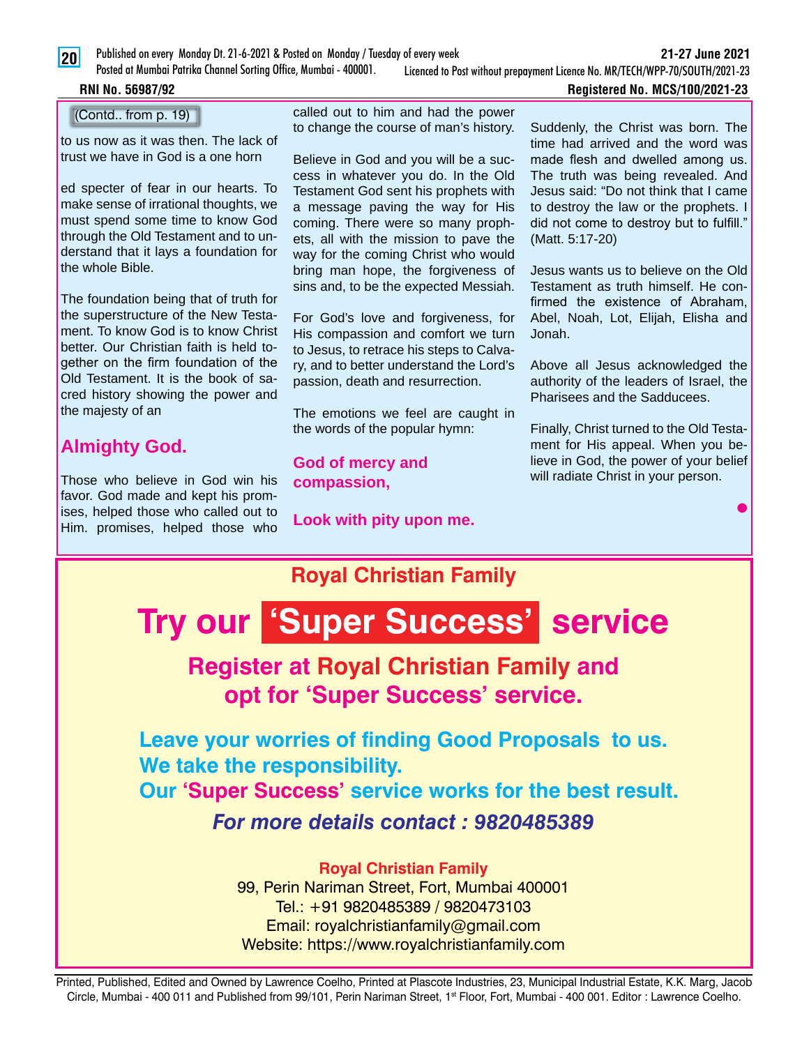(Contd.. from p. 19)

to us now as it was then. The lack of trust we have in God is a one horn

ed specter of fear in our hearts. To make sense of irrational thoughts, we must spend some time to know God through the Old Testament and to understand that it lays a foundation for the whole Bible.

The foundation being that of truth for the superstructure of the New Testament. To know God is to know Christ better. Our Christian faith is held together on the firm foundation of the Old Testament. It is the book of sacred history showing the power and the majesty of an

## Almighty God.

Those who believe in God win his favor. God made and kept his promises, helped those who called out to Him. promises, helped those who called out to him and had the power to change the course of man's history.

Believe in God and you will be a success in whatever you do. In the Old Testament God sent his prophets with a message paving the way for His coming. There were so many prophets, all with the mission to pave the way for the coming Christ who would bring man hope, the forgiveness of sins and, to be the expected Messiah.

For God's love and forgiveness, for His compassion and comfort we turn to Jesus, to retrace his steps to Calvary, and to better understand the Lord's passion, death and resurrection.

The emotions we feel are caught in the words of the popular hymn:

**God of mercy and compassion,**

**Look with pity upon me.**

Suddenly, the Christ was born. The time had arrived and the word was made flesh and dwelled among us. The truth was being revealed. And Jesus said: "Do not think that I came to destroy the law or the prophets. I did not come to destroy but to fulfill." (Matt. 5:17-20)

Jesus wants us to believe on the Old Testament as truth himself. He confirmed the existence of Abraham, Abel, Noah, Lot, Elijah, Elisha and Jonah.

Above all Jesus acknowledged the authority of the leaders of Israel, the Pharisees and the Sadducees.

Finally, Christ turned to the Old Testament for His appeal. When you believe in God, the power of your belief will radiate Christ in your person.

---

**Royal Christian Family**

# Try our 'Super Success' service

## Register at Royal Christian Family and opt for 'Super Success' service.

**Leave your worries of finding Good Proposals to us.**
**We take the responsibility.**
**Our 'Super Success' service works for the best result.**

***For more details contact : 9820485389***

**Royal Christian Family**
99, Perin Nariman Street, Fort, Mumbai 400001
Tel.: +91 9820485389 / 9820473103
Email: royalchristianfamily@gmail.com
Website: https://www.royalchristianfamily.com

---

Printed, Published, Edited and Owned by Lawrence Coelho, Printed at Plascote Industries, 23, Municipal Industrial Estate, K.K. Marg, Jacob Circle, Mumbai - 400 011 and Published from 99/101, Perin Nariman Street, 1st Floor, Fort, Mumbai - 400 001. Editor : Lawrence Coelho.